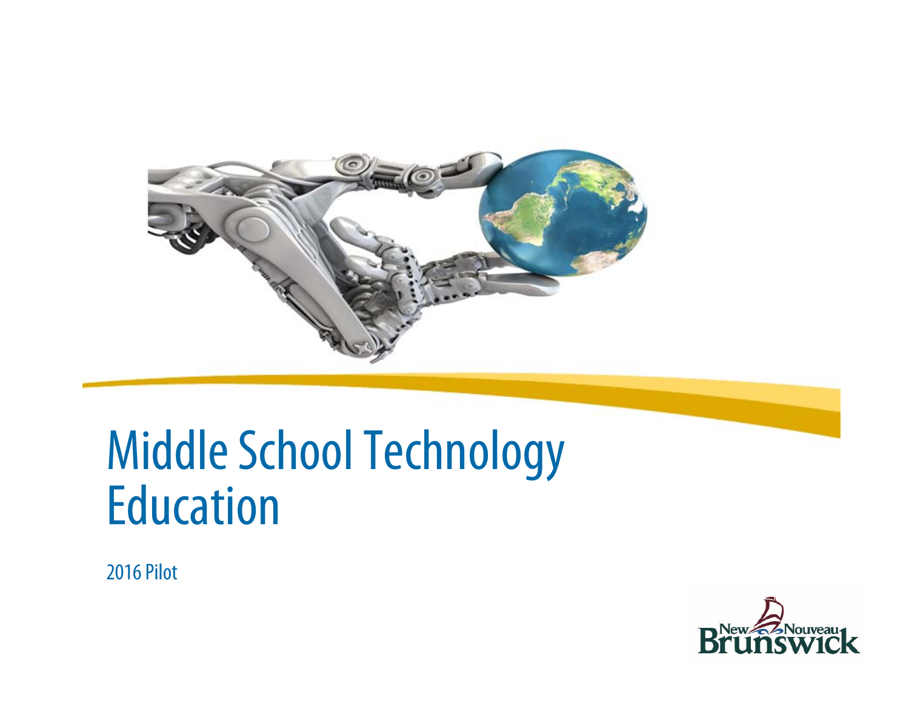# Middle School Technology Education

2016 Pilot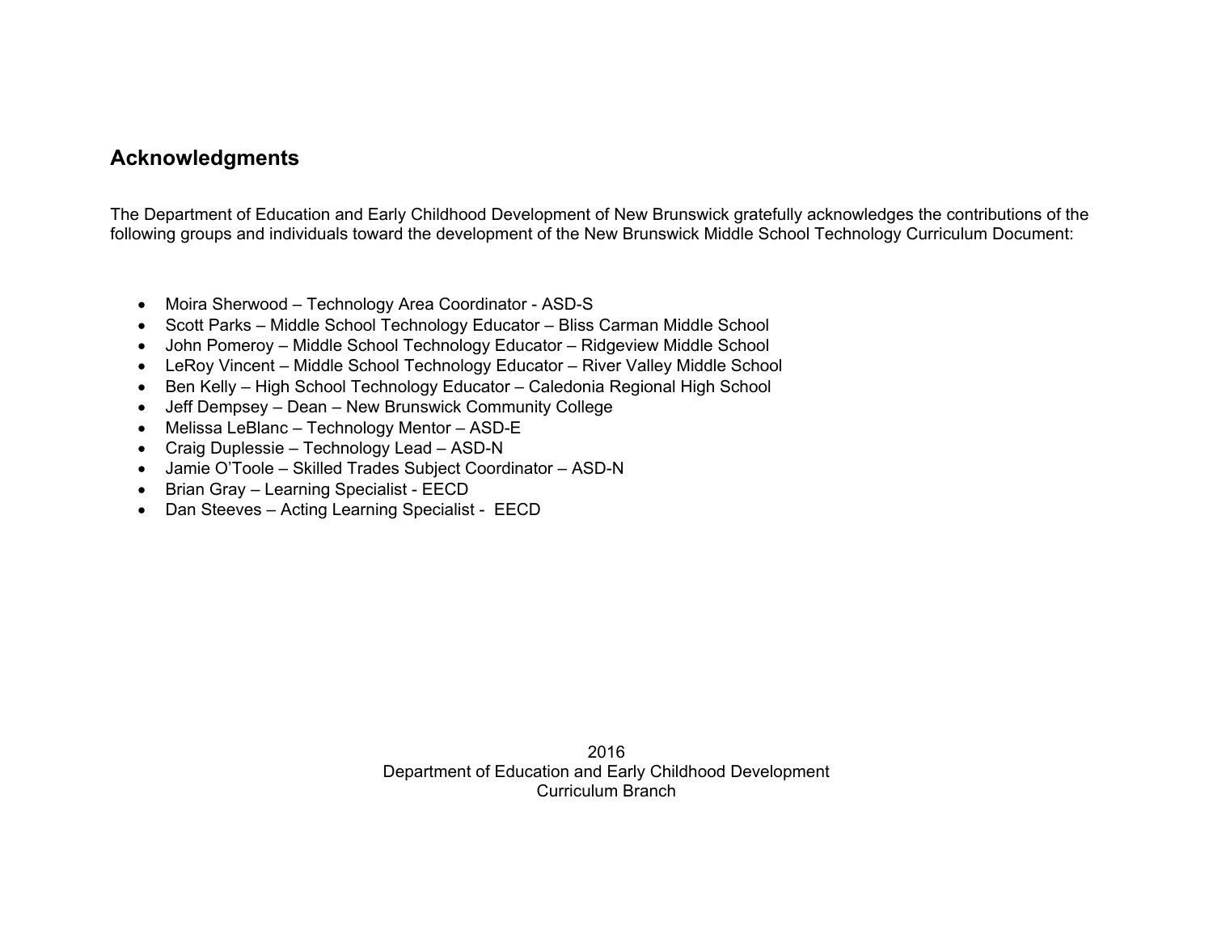## Acknowledgments

The Department of Education and Early Childhood Development of New Brunswick gratefully acknowledges the contributions of the following groups and individuals toward the development of the New Brunswick Middle School Technology Curriculum Document:

- Moira Sherwood – Technology Area Coordinator - ASD-S
- Scott Parks – Middle School Technology Educator – Bliss Carman Middle School
- John Pomeroy – Middle School Technology Educator – Ridgeview Middle School
- LeRoy Vincent – Middle School Technology Educator – River Valley Middle School
- Ben Kelly – High School Technology Educator – Caledonia Regional High School
- Jeff Dempsey – Dean – New Brunswick Community College
- Melissa LeBlanc – Technology Mentor – ASD-E
- Craig Duplessie – Technology Lead – ASD-N
- Jamie O'Toole – Skilled Trades Subject Coordinator – ASD-N
- Brian Gray – Learning Specialist - EECD
- Dan Steeves – Acting Learning Specialist - EECD

2016
Department of Education and Early Childhood Development
Curriculum Branch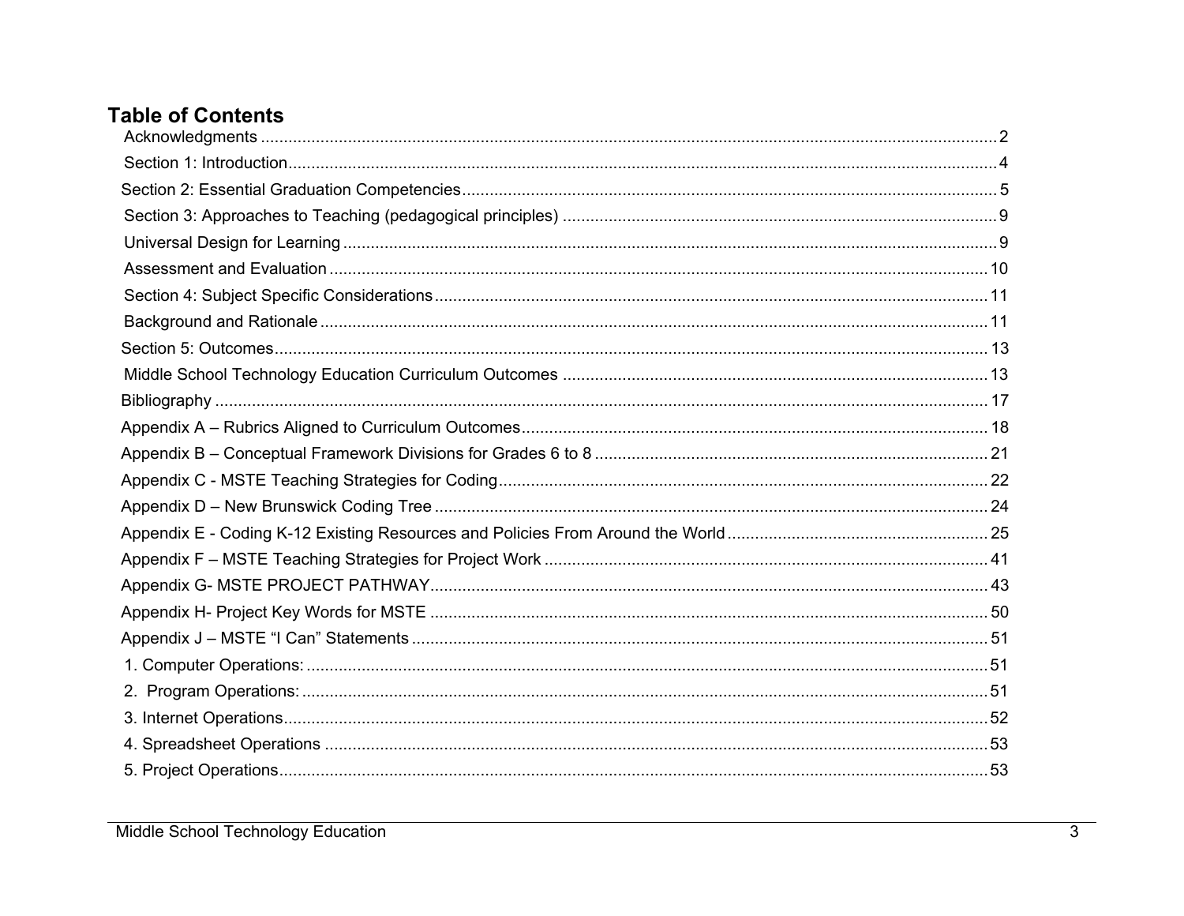# Table of Contents

- Acknowledgments ........ 2
- Section 1: Introduction ........ 4
- Section 2: Essential Graduation Competencies ........ 5
- Section 3: Approaches to Teaching (pedagogical principles) ........ 9
- Universal Design for Learning ........ 9
- Assessment and Evaluation ........ 10
- Section 4: Subject Specific Considerations ........ 11
- Background and Rationale ........ 11
- Section 5: Outcomes ........ 13
- Middle School Technology Education Curriculum Outcomes ........ 13
- Bibliography ........ 17
- Appendix A – Rubrics Aligned to Curriculum Outcomes ........ 18
- Appendix B – Conceptual Framework Divisions for Grades 6 to 8 ........ 21
- Appendix C - MSTE Teaching Strategies for Coding ........ 22
- Appendix D – New Brunswick Coding Tree ........ 24
- Appendix E - Coding K-12 Existing Resources and Policies From Around the World ........ 25
- Appendix F – MSTE Teaching Strategies for Project Work ........ 41
- Appendix G- MSTE PROJECT PATHWAY ........ 43
- Appendix H- Project Key Words for MSTE ........ 50
- Appendix J – MSTE "I Can" Statements ........ 51
- 1. Computer Operations: ........ 51
- 2. Program Operations: ........ 51
- 3. Internet Operations ........ 52
- 4. Spreadsheet Operations ........ 53
- 5. Project Operations ........ 53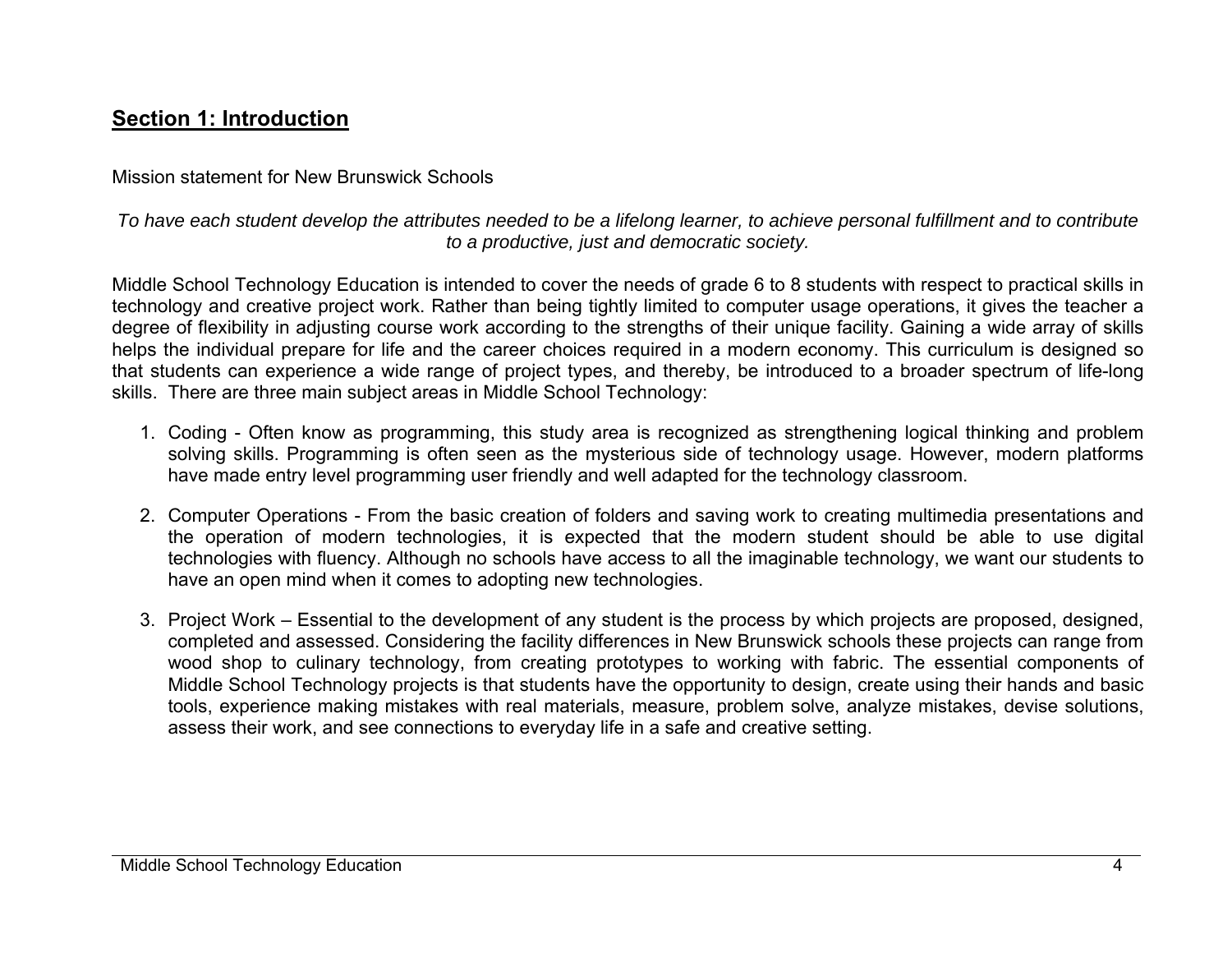## **Section 1: Introduction**

Mission statement for New Brunswick Schools

*To have each student develop the attributes needed to be a lifelong learner, to achieve personal fulfillment and to contribute to a productive, just and democratic society.*

Middle School Technology Education is intended to cover the needs of grade 6 to 8 students with respect to practical skills in technology and creative project work. Rather than being tightly limited to computer usage operations, it gives the teacher a degree of flexibility in adjusting course work according to the strengths of their unique facility. Gaining a wide array of skills helps the individual prepare for life and the career choices required in a modern economy. This curriculum is designed so that students can experience a wide range of project types, and thereby, be introduced to a broader spectrum of life-long skills. There are three main subject areas in Middle School Technology:

1. Coding - Often know as programming, this study area is recognized as strengthening logical thinking and problem solving skills. Programming is often seen as the mysterious side of technology usage. However, modern platforms have made entry level programming user friendly and well adapted for the technology classroom.

2. Computer Operations - From the basic creation of folders and saving work to creating multimedia presentations and the operation of modern technologies, it is expected that the modern student should be able to use digital technologies with fluency. Although no schools have access to all the imaginable technology, we want our students to have an open mind when it comes to adopting new technologies.

3. Project Work – Essential to the development of any student is the process by which projects are proposed, designed, completed and assessed. Considering the facility differences in New Brunswick schools these projects can range from wood shop to culinary technology, from creating prototypes to working with fabric. The essential components of Middle School Technology projects is that students have the opportunity to design, create using their hands and basic tools, experience making mistakes with real materials, measure, problem solve, analyze mistakes, devise solutions, assess their work, and see connections to everyday life in a safe and creative setting.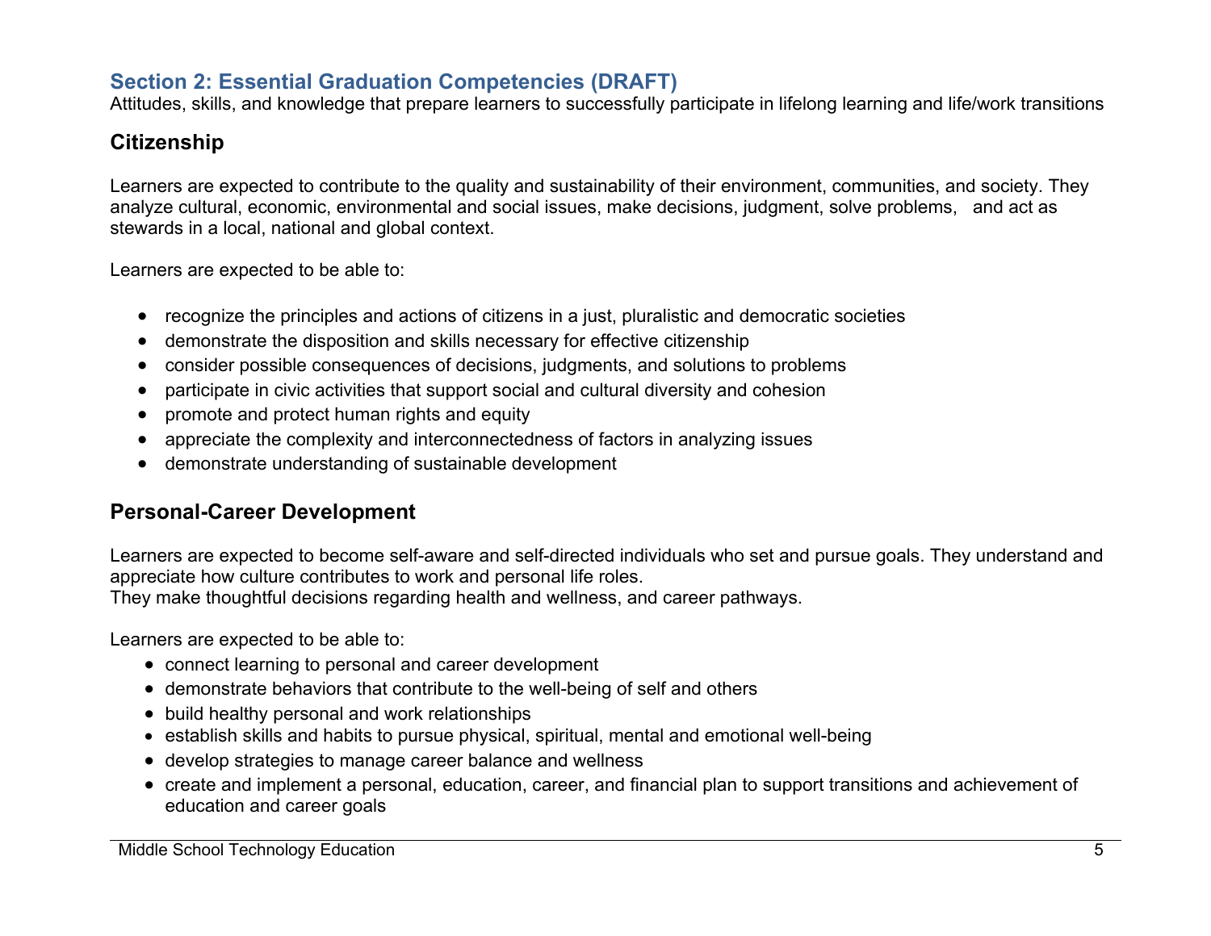## Section 2: Essential Graduation Competencies (DRAFT)

Attitudes, skills, and knowledge that prepare learners to successfully participate in lifelong learning and life/work transitions

### Citizenship

Learners are expected to contribute to the quality and sustainability of their environment, communities, and society. They analyze cultural, economic, environmental and social issues, make decisions, judgment, solve problems, and act as stewards in a local, national and global context.

Learners are expected to be able to:

- recognize the principles and actions of citizens in a just, pluralistic and democratic societies
- demonstrate the disposition and skills necessary for effective citizenship
- consider possible consequences of decisions, judgments, and solutions to problems
- participate in civic activities that support social and cultural diversity and cohesion
- promote and protect human rights and equity
- appreciate the complexity and interconnectedness of factors in analyzing issues
- demonstrate understanding of sustainable development

### Personal-Career Development

Learners are expected to become self-aware and self-directed individuals who set and pursue goals. They understand and appreciate how culture contributes to work and personal life roles.
They make thoughtful decisions regarding health and wellness, and career pathways.

Learners are expected to be able to:

- connect learning to personal and career development
- demonstrate behaviors that contribute to the well-being of self and others
- build healthy personal and work relationships
- establish skills and habits to pursue physical, spiritual, mental and emotional well-being
- develop strategies to manage career balance and wellness
- create and implement a personal, education, career, and financial plan to support transitions and achievement of education and career goals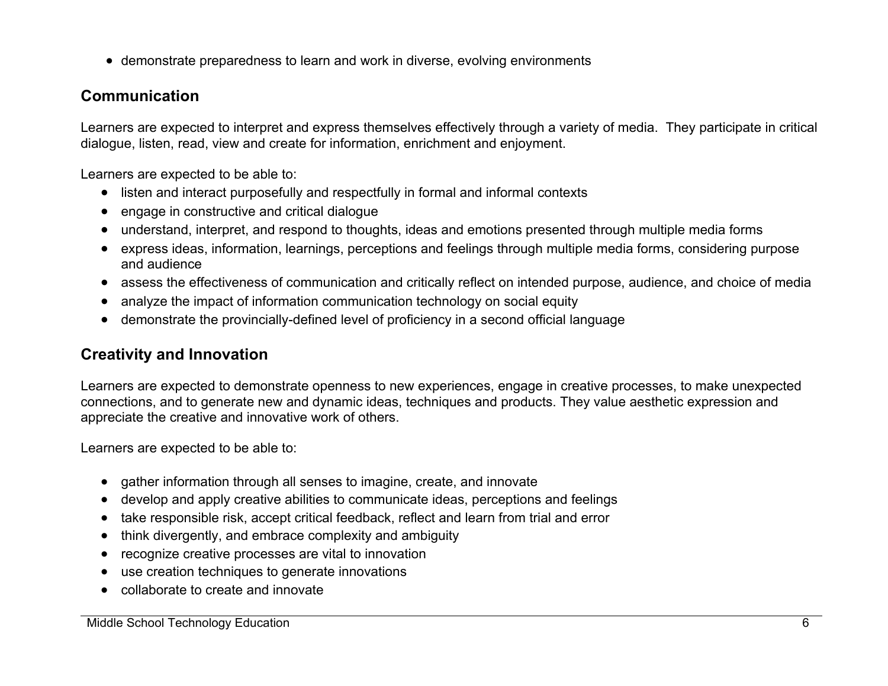- demonstrate preparedness to learn and work in diverse, evolving environments

## Communication

Learners are expected to interpret and express themselves effectively through a variety of media. They participate in critical dialogue, listen, read, view and create for information, enrichment and enjoyment.

Learners are expected to be able to:

- listen and interact purposefully and respectfully in formal and informal contexts
- engage in constructive and critical dialogue
- understand, interpret, and respond to thoughts, ideas and emotions presented through multiple media forms
- express ideas, information, learnings, perceptions and feelings through multiple media forms, considering purpose and audience
- assess the effectiveness of communication and critically reflect on intended purpose, audience, and choice of media
- analyze the impact of information communication technology on social equity
- demonstrate the provincially-defined level of proficiency in a second official language

## Creativity and Innovation

Learners are expected to demonstrate openness to new experiences, engage in creative processes, to make unexpected connections, and to generate new and dynamic ideas, techniques and products. They value aesthetic expression and appreciate the creative and innovative work of others.

Learners are expected to be able to:

- gather information through all senses to imagine, create, and innovate
- develop and apply creative abilities to communicate ideas, perceptions and feelings
- take responsible risk, accept critical feedback, reflect and learn from trial and error
- think divergently, and embrace complexity and ambiguity
- recognize creative processes are vital to innovation
- use creation techniques to generate innovations
- collaborate to create and innovate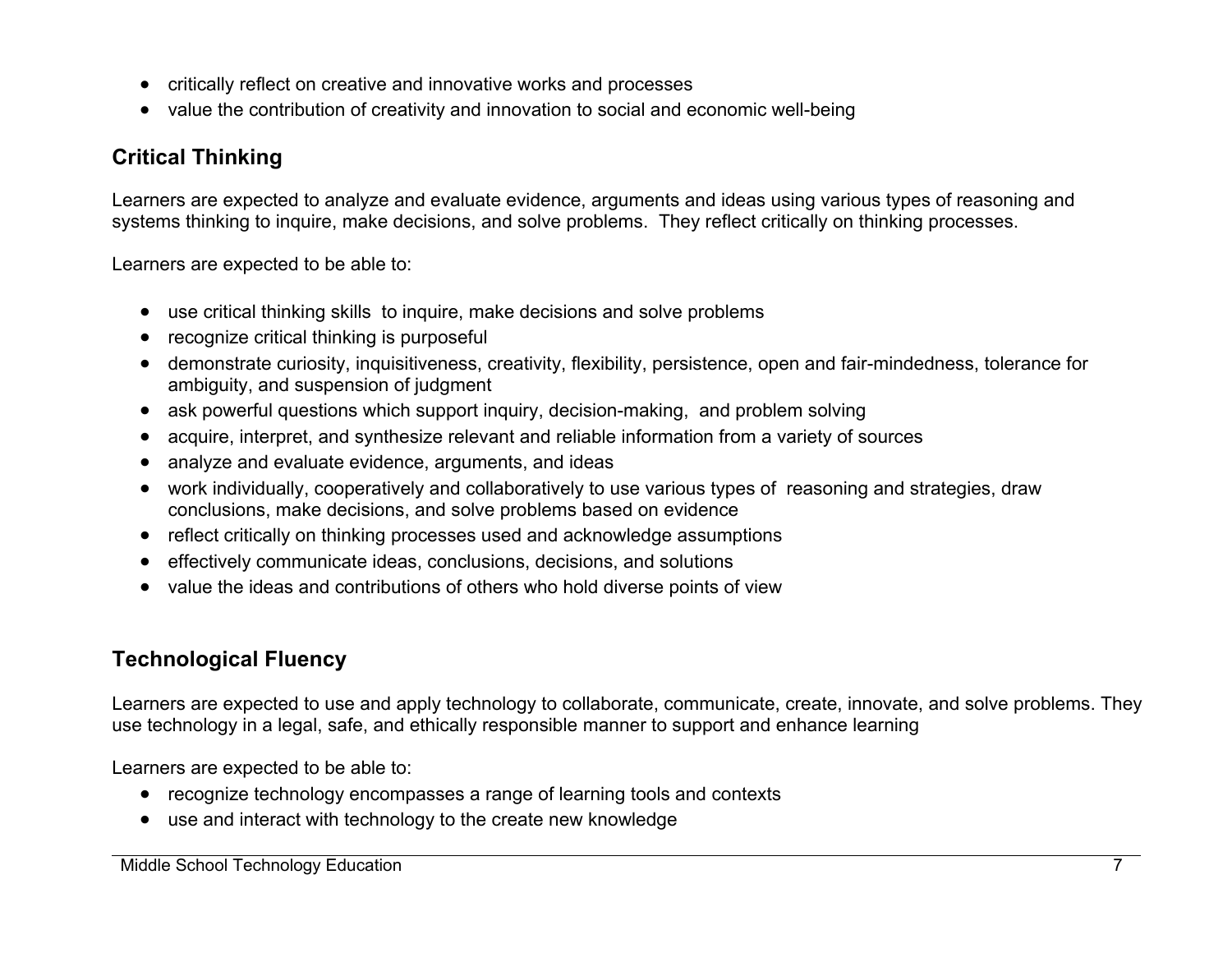- critically reflect on creative and innovative works and processes
- value the contribution of creativity and innovation to social and economic well-being

## Critical Thinking

Learners are expected to analyze and evaluate evidence, arguments and ideas using various types of reasoning and systems thinking to inquire, make decisions, and solve problems. They reflect critically on thinking processes.

Learners are expected to be able to:

- use critical thinking skills to inquire, make decisions and solve problems
- recognize critical thinking is purposeful
- demonstrate curiosity, inquisitiveness, creativity, flexibility, persistence, open and fair-mindedness, tolerance for ambiguity, and suspension of judgment
- ask powerful questions which support inquiry, decision-making, and problem solving
- acquire, interpret, and synthesize relevant and reliable information from a variety of sources
- analyze and evaluate evidence, arguments, and ideas
- work individually, cooperatively and collaboratively to use various types of reasoning and strategies, draw conclusions, make decisions, and solve problems based on evidence
- reflect critically on thinking processes used and acknowledge assumptions
- effectively communicate ideas, conclusions, decisions, and solutions
- value the ideas and contributions of others who hold diverse points of view

## Technological Fluency

Learners are expected to use and apply technology to collaborate, communicate, create, innovate, and solve problems. They use technology in a legal, safe, and ethically responsible manner to support and enhance learning

Learners are expected to be able to:

- recognize technology encompasses a range of learning tools and contexts
- use and interact with technology to the create new knowledge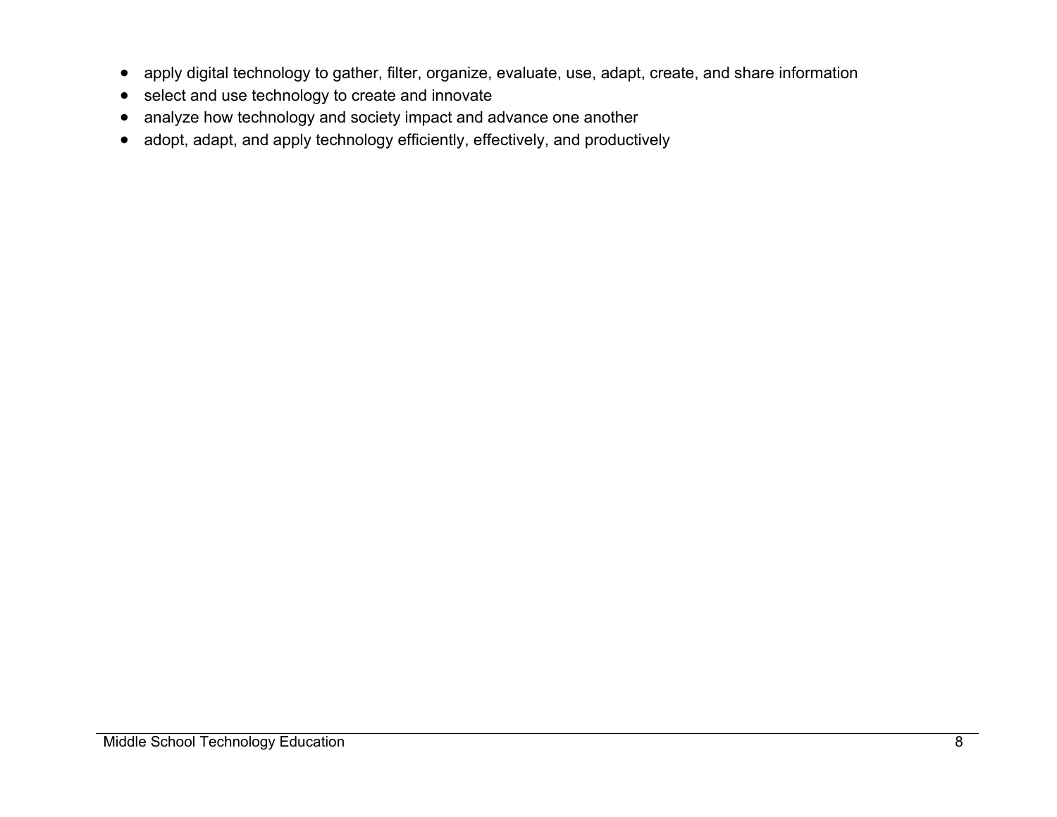- apply digital technology to gather, filter, organize, evaluate, use, adapt, create, and share information
- select and use technology to create and innovate
- analyze how technology and society impact and advance one another
- adopt, adapt, and apply technology efficiently, effectively, and productively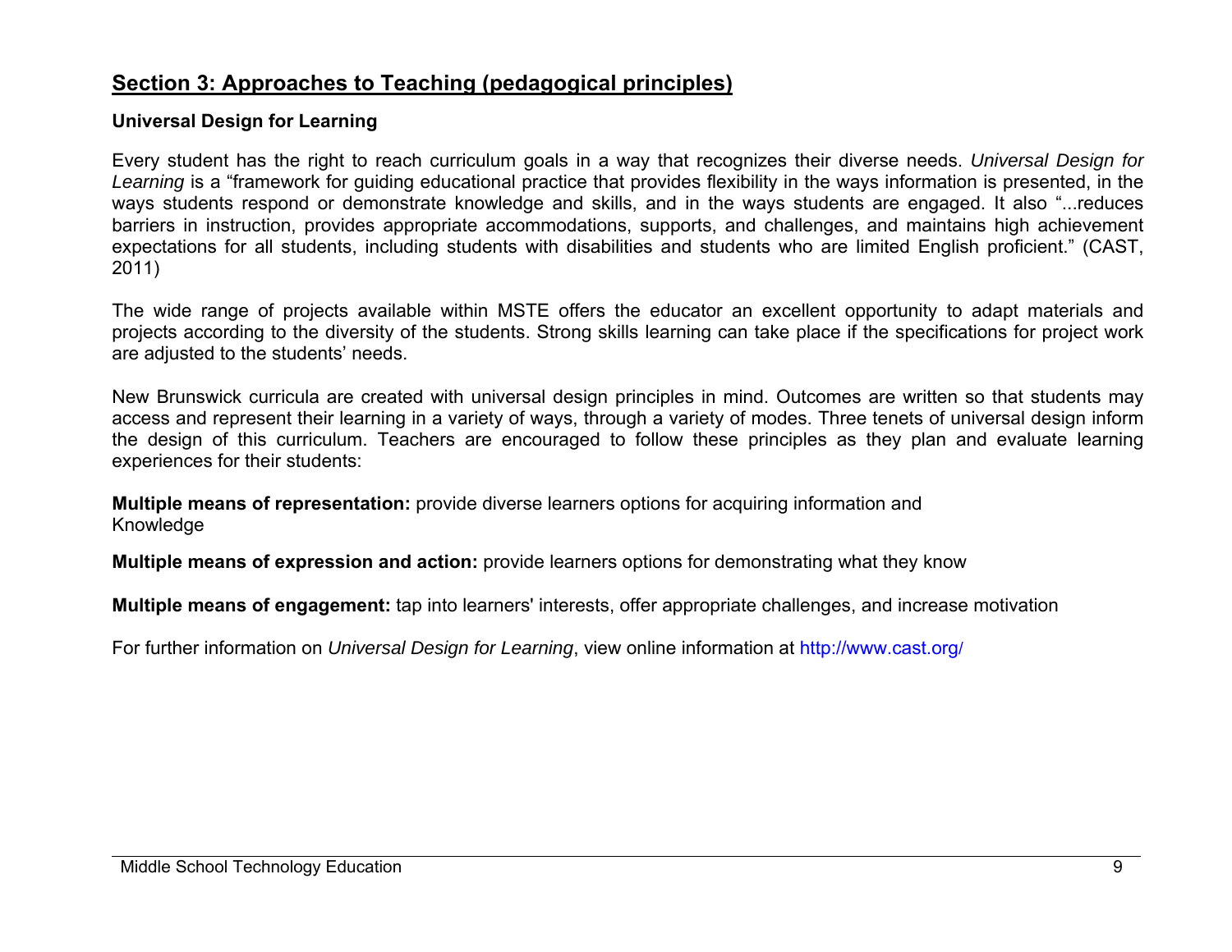## Section 3: Approaches to Teaching (pedagogical principles)

### Universal Design for Learning

Every student has the right to reach curriculum goals in a way that recognizes their diverse needs. *Universal Design for Learning* is a "framework for guiding educational practice that provides flexibility in the ways information is presented, in the ways students respond or demonstrate knowledge and skills, and in the ways students are engaged. It also "...reduces barriers in instruction, provides appropriate accommodations, supports, and challenges, and maintains high achievement expectations for all students, including students with disabilities and students who are limited English proficient." (CAST, 2011)

The wide range of projects available within MSTE offers the educator an excellent opportunity to adapt materials and projects according to the diversity of the students. Strong skills learning can take place if the specifications for project work are adjusted to the students' needs.

New Brunswick curricula are created with universal design principles in mind. Outcomes are written so that students may access and represent their learning in a variety of ways, through a variety of modes. Three tenets of universal design inform the design of this curriculum. Teachers are encouraged to follow these principles as they plan and evaluate learning experiences for their students:

**Multiple means of representation:** provide diverse learners options for acquiring information and Knowledge

**Multiple means of expression and action:** provide learners options for demonstrating what they know

**Multiple means of engagement:** tap into learners' interests, offer appropriate challenges, and increase motivation

For further information on *Universal Design for Learning*, view online information at http://www.cast.org/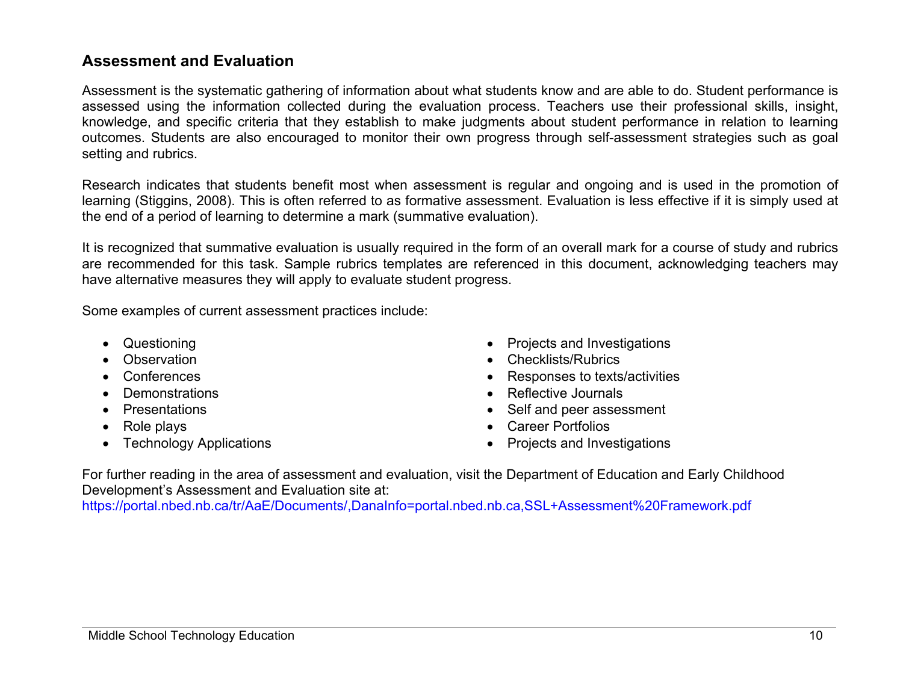## Assessment and Evaluation

Assessment is the systematic gathering of information about what students know and are able to do. Student performance is assessed using the information collected during the evaluation process. Teachers use their professional skills, insight, knowledge, and specific criteria that they establish to make judgments about student performance in relation to learning outcomes. Students are also encouraged to monitor their own progress through self-assessment strategies such as goal setting and rubrics.

Research indicates that students benefit most when assessment is regular and ongoing and is used in the promotion of learning (Stiggins, 2008). This is often referred to as formative assessment. Evaluation is less effective if it is simply used at the end of a period of learning to determine a mark (summative evaluation).

It is recognized that summative evaluation is usually required in the form of an overall mark for a course of study and rubrics are recommended for this task. Sample rubrics templates are referenced in this document, acknowledging teachers may have alternative measures they will apply to evaluate student progress.

Some examples of current assessment practices include:

- Questioning
- Observation
- Conferences
- Demonstrations
- Presentations
- Role plays
- Technology Applications
- Projects and Investigations
- Checklists/Rubrics
- Responses to texts/activities
- Reflective Journals
- Self and peer assessment
- Career Portfolios
- Projects and Investigations

For further reading in the area of assessment and evaluation, visit the Department of Education and Early Childhood Development's Assessment and Evaluation site at:
https://portal.nbed.nb.ca/tr/AaE/Documents/,DanaInfo=portal.nbed.nb.ca,SSL+Assessment%20Framework.pdf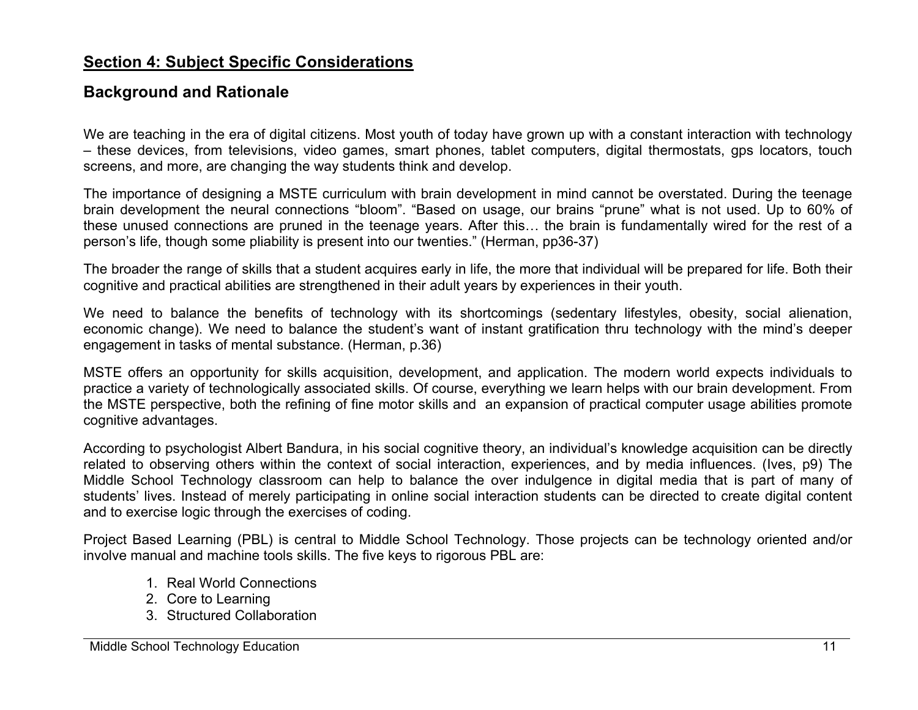## Section 4: Subject Specific Considerations

### Background and Rationale

We are teaching in the era of digital citizens. Most youth of today have grown up with a constant interaction with technology – these devices, from televisions, video games, smart phones, tablet computers, digital thermostats, gps locators, touch screens, and more, are changing the way students think and develop.

The importance of designing a MSTE curriculum with brain development in mind cannot be overstated. During the teenage brain development the neural connections "bloom". "Based on usage, our brains "prune" what is not used. Up to 60% of these unused connections are pruned in the teenage years. After this… the brain is fundamentally wired for the rest of a person's life, though some pliability is present into our twenties." (Herman, pp36-37)

The broader the range of skills that a student acquires early in life, the more that individual will be prepared for life. Both their cognitive and practical abilities are strengthened in their adult years by experiences in their youth.

We need to balance the benefits of technology with its shortcomings (sedentary lifestyles, obesity, social alienation, economic change). We need to balance the student's want of instant gratification thru technology with the mind's deeper engagement in tasks of mental substance. (Herman, p.36)

MSTE offers an opportunity for skills acquisition, development, and application. The modern world expects individuals to practice a variety of technologically associated skills. Of course, everything we learn helps with our brain development. From the MSTE perspective, both the refining of fine motor skills and an expansion of practical computer usage abilities promote cognitive advantages.

According to psychologist Albert Bandura, in his social cognitive theory, an individual's knowledge acquisition can be directly related to observing others within the context of social interaction, experiences, and by media influences. (Ives, p9) The Middle School Technology classroom can help to balance the over indulgence in digital media that is part of many of students' lives. Instead of merely participating in online social interaction students can be directed to create digital content and to exercise logic through the exercises of coding.

Project Based Learning (PBL) is central to Middle School Technology. Those projects can be technology oriented and/or involve manual and machine tools skills. The five keys to rigorous PBL are:

1. Real World Connections
2. Core to Learning
3. Structured Collaboration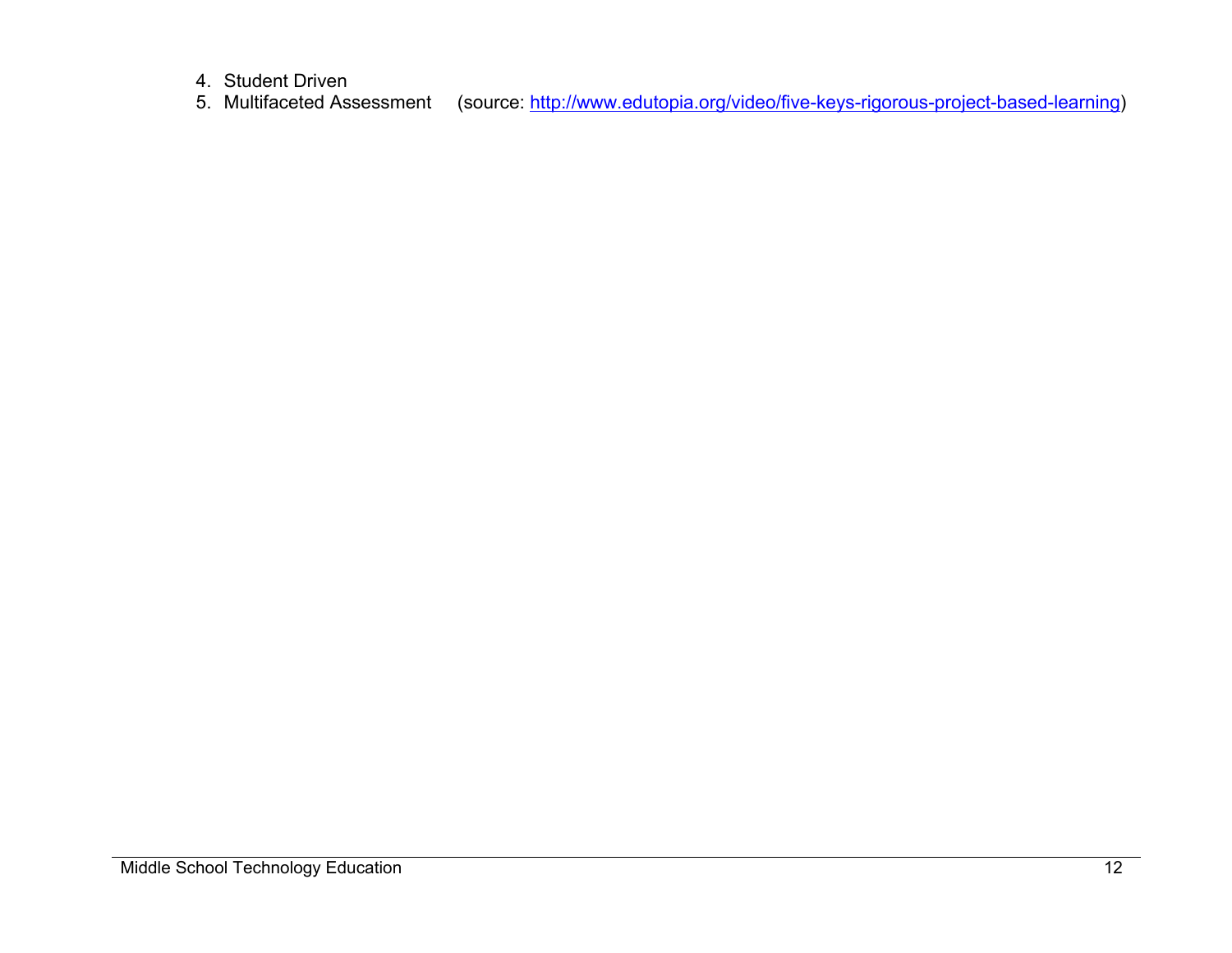4. Student Driven
5. Multifaceted Assessment (source: [http://www.edutopia.org/video/five-keys-rigorous-project-based-learning](http://www.edutopia.org/video/five-keys-rigorous-project-based-learning))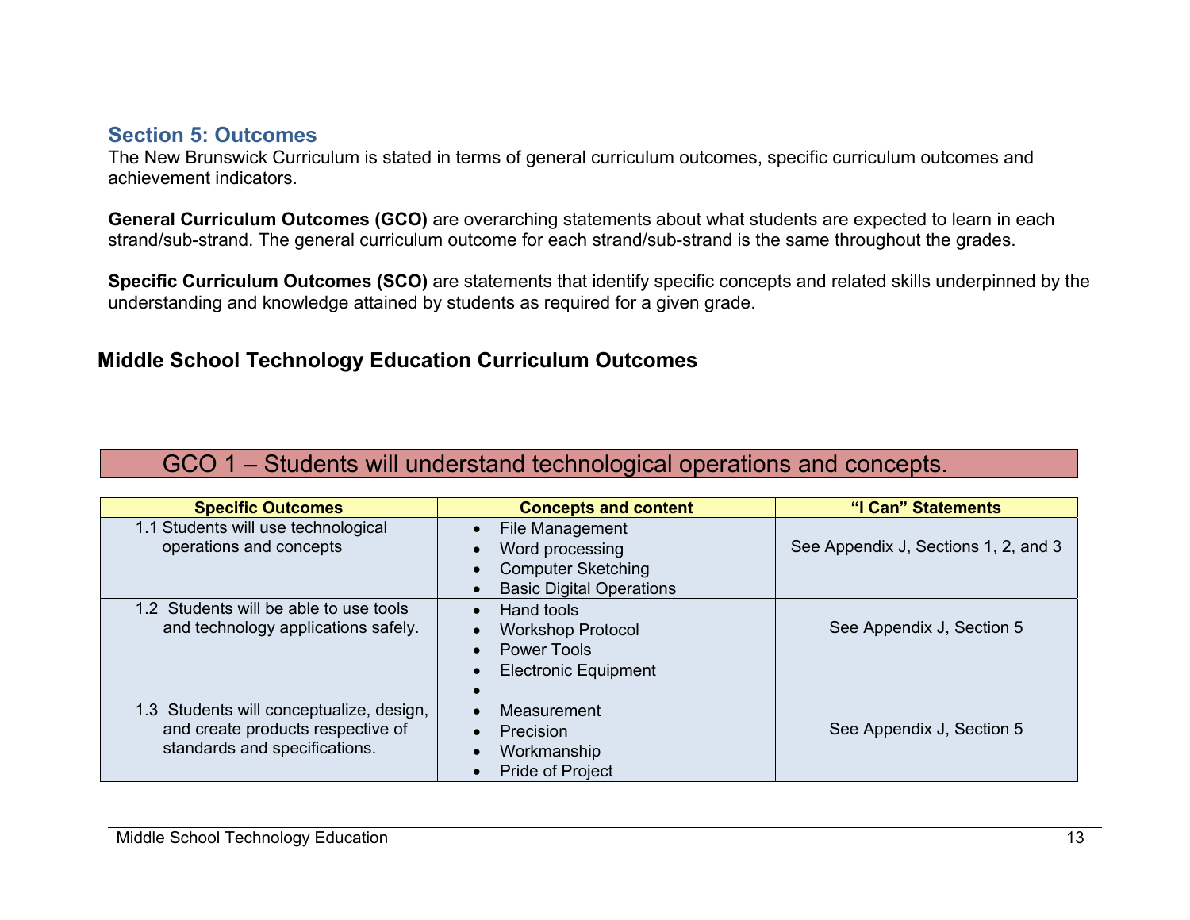## Section 5: Outcomes

The New Brunswick Curriculum is stated in terms of general curriculum outcomes, specific curriculum outcomes and achievement indicators.

**General Curriculum Outcomes (GCO)** are overarching statements about what students are expected to learn in each strand/sub-strand. The general curriculum outcome for each strand/sub-strand is the same throughout the grades.

**Specific Curriculum Outcomes (SCO)** are statements that identify specific concepts and related skills underpinned by the understanding and knowledge attained by students as required for a given grade.

## Middle School Technology Education Curriculum Outcomes

### GCO 1 – Students will understand technological operations and concepts.

| Specific Outcomes | Concepts and content | "I Can" Statements |
| --- | --- | --- |
| 1.1 Students will use technological operations and concepts | • File Management<br>• Word processing<br>• Computer Sketching<br>• Basic Digital Operations | See Appendix J, Sections 1, 2, and 3 |
| 1.2 Students will be able to use tools and technology applications safely. | • Hand tools<br>• Workshop Protocol<br>• Power Tools<br>• Electronic Equipment<br>• | See Appendix J, Section 5 |
| 1.3 Students will conceptualize, design, and create products respective of standards and specifications. | • Measurement<br>• Precision<br>• Workmanship<br>• Pride of Project | See Appendix J, Section 5 |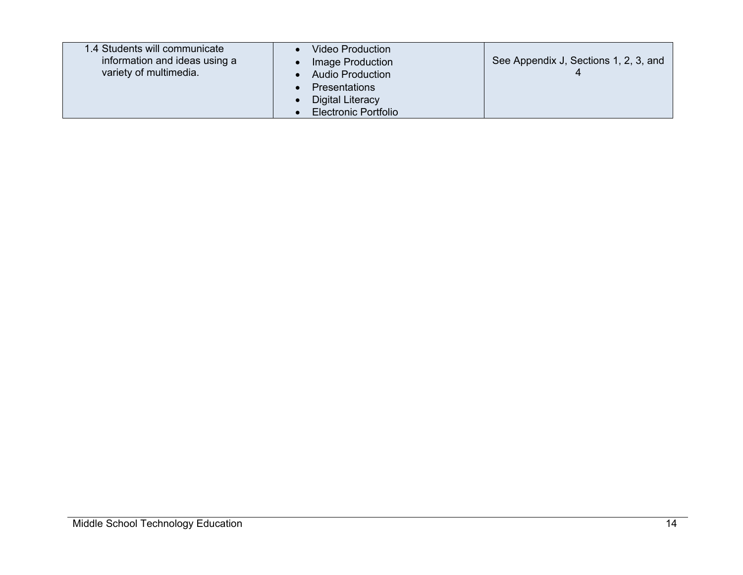| | | |
|---|---|---|
| 1.4 Students will communicate information and ideas using a variety of multimedia. | • Video Production<br>• Image Production<br>• Audio Production<br>• Presentations<br>• Digital Literacy<br>• Electronic Portfolio | See Appendix J, Sections 1, 2, 3, and 4 |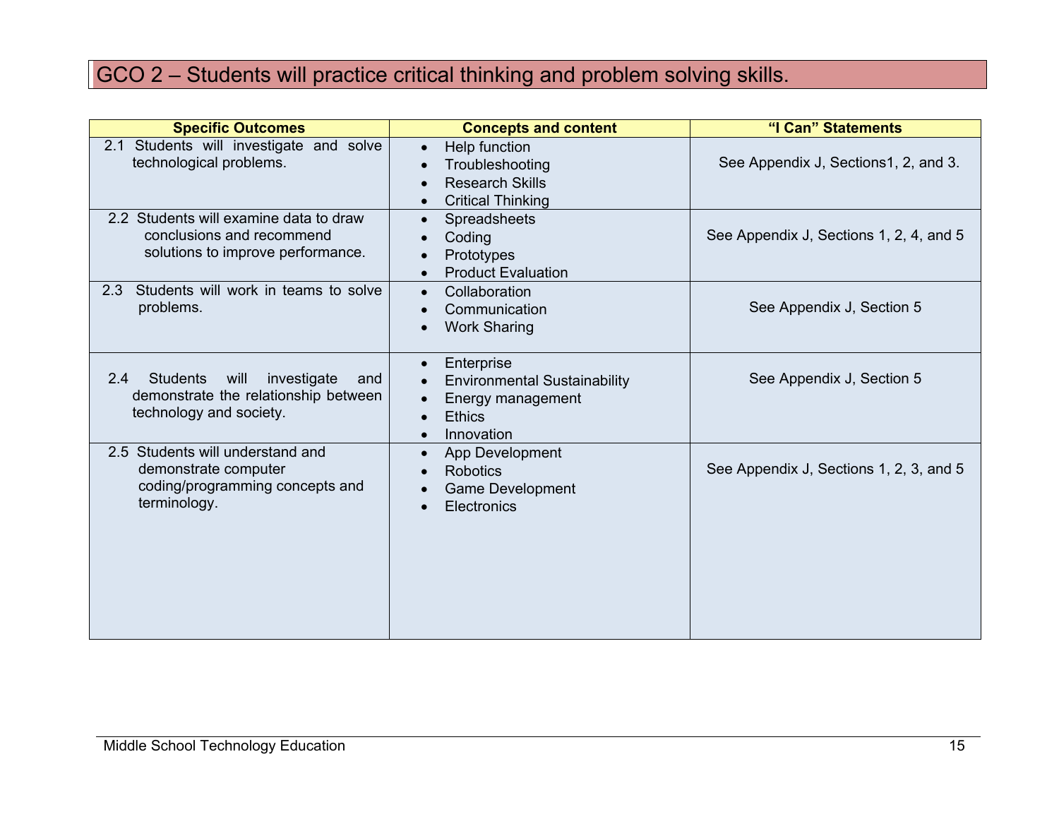# GCO 2 – Students will practice critical thinking and problem solving skills.

| Specific Outcomes | Concepts and content | "I Can" Statements |
| --- | --- | --- |
| 2.1 Students will investigate and solve technological problems. | • Help function<br>• Troubleshooting<br>• Research Skills<br>• Critical Thinking | See Appendix J, Sections1, 2, and 3. |
| 2.2 Students will examine data to draw conclusions and recommend solutions to improve performance. | • Spreadsheets<br>• Coding<br>• Prototypes<br>• Product Evaluation | See Appendix J, Sections 1, 2, 4, and 5 |
| 2.3 Students will work in teams to solve problems. | • Collaboration<br>• Communication<br>• Work Sharing | See Appendix J, Section 5 |
| 2.4 Students will investigate and demonstrate the relationship between technology and society. | • Enterprise<br>• Environmental Sustainability<br>• Energy management<br>• Ethics<br>• Innovation | See Appendix J, Section 5 |
| 2.5 Students will understand and demonstrate computer coding/programming concepts and terminology. | • App Development<br>• Robotics<br>• Game Development<br>• Electronics | See Appendix J, Sections 1, 2, 3, and 5 |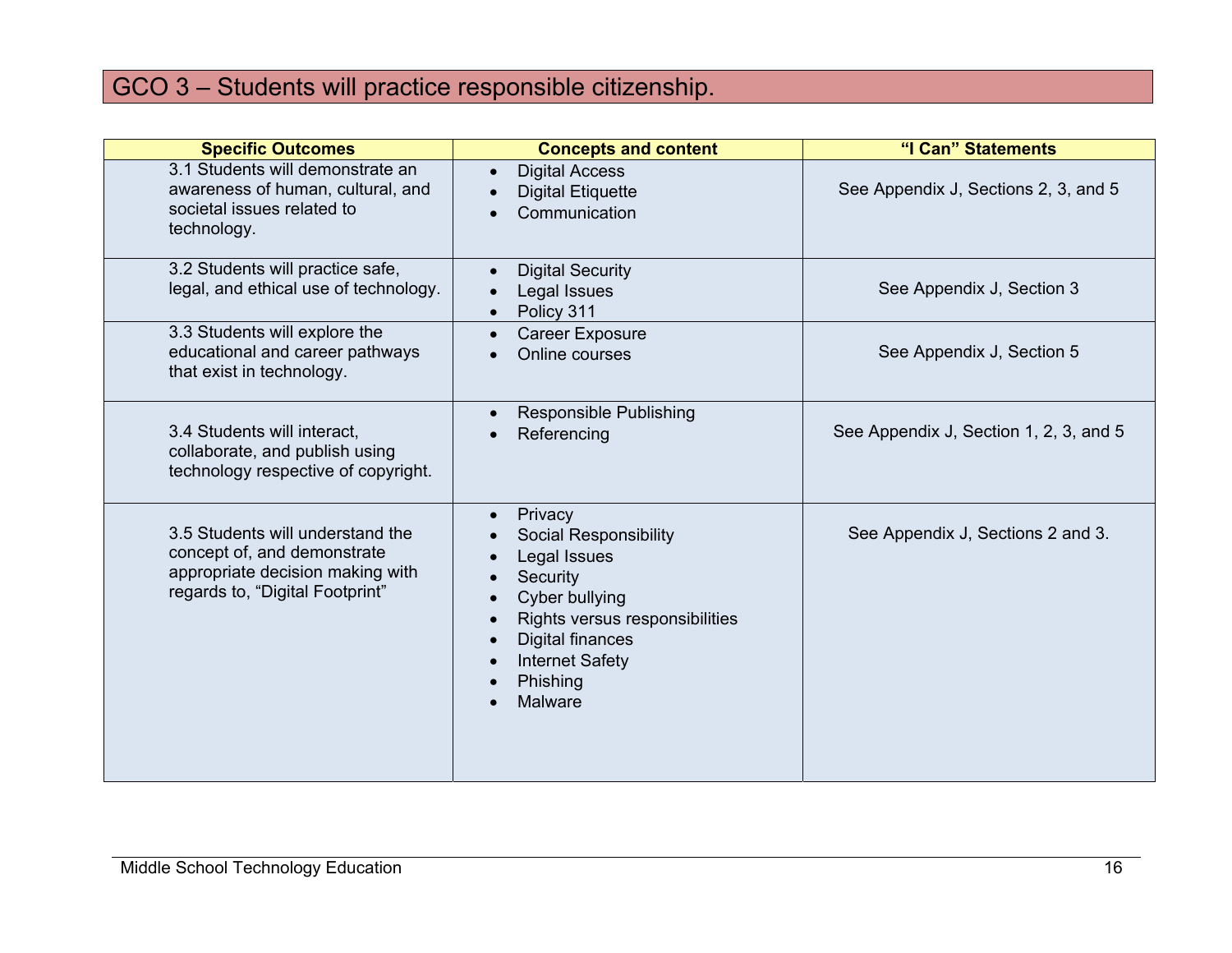## GCO 3 – Students will practice responsible citizenship.

| Specific Outcomes | Concepts and content | "I Can" Statements |
|---|---|---|
| 3.1 Students will demonstrate an awareness of human, cultural, and societal issues related to technology. | • Digital Access<br>• Digital Etiquette<br>• Communication | See Appendix J, Sections 2, 3, and 5 |
| 3.2 Students will practice safe, legal, and ethical use of technology. | • Digital Security<br>• Legal Issues<br>• Policy 311 | See Appendix J, Section 3 |
| 3.3 Students will explore the educational and career pathways that exist in technology. | • Career Exposure<br>• Online courses | See Appendix J, Section 5 |
| 3.4 Students will interact, collaborate, and publish using technology respective of copyright. | • Responsible Publishing<br>• Referencing | See Appendix J, Section 1, 2, 3, and 5 |
| 3.5 Students will understand the concept of, and demonstrate appropriate decision making with regards to, "Digital Footprint" | • Privacy<br>• Social Responsibility<br>• Legal Issues<br>• Security<br>• Cyber bullying<br>• Rights versus responsibilities<br>• Digital finances<br>• Internet Safety<br>• Phishing<br>• Malware | See Appendix J, Sections 2 and 3. |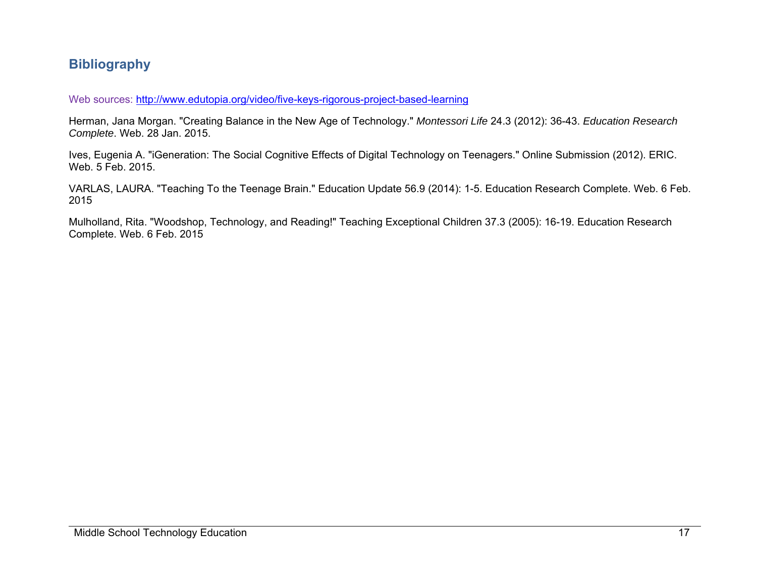## Bibliography

Web sources: http://www.edutopia.org/video/five-keys-rigorous-project-based-learning

Herman, Jana Morgan. "Creating Balance in the New Age of Technology." *Montessori Life* 24.3 (2012): 36-43. *Education Research Complete*. Web. 28 Jan. 2015.

Ives, Eugenia A. "iGeneration: The Social Cognitive Effects of Digital Technology on Teenagers." Online Submission (2012). ERIC. Web. 5 Feb. 2015.

VARLAS, LAURA. "Teaching To the Teenage Brain." Education Update 56.9 (2014): 1-5. Education Research Complete. Web. 6 Feb. 2015

Mulholland, Rita. "Woodshop, Technology, and Reading!" Teaching Exceptional Children 37.3 (2005): 16-19. Education Research Complete. Web. 6 Feb. 2015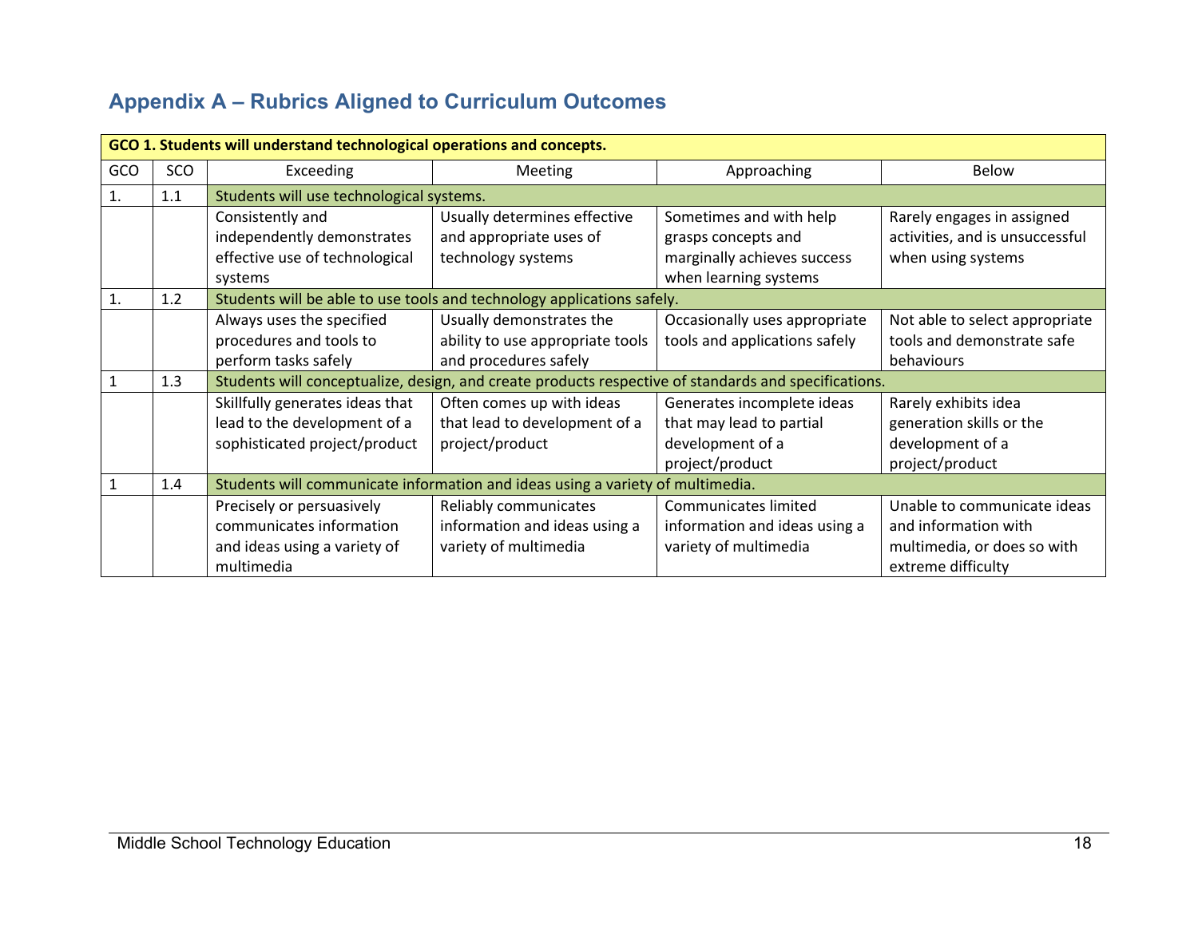## Appendix A – Rubrics Aligned to Curriculum Outcomes

| GCO 1. Students will understand technological operations and concepts. | | | | | |
|---|---|---|---|---|---|
| GCO | SCO | Exceeding | Meeting | Approaching | Below |
| 1. | 1.1 | Students will use technological systems. | | | |
| | | Consistently and independently demonstrates effective use of technological systems | Usually determines effective and appropriate uses of technology systems | Sometimes and with help grasps concepts and marginally achieves success when learning systems | Rarely engages in assigned activities, and is unsuccessful when using systems |
| 1. | 1.2 | Students will be able to use tools and technology applications safely. | | | |
| | | Always uses the specified procedures and tools to perform tasks safely | Usually demonstrates the ability to use appropriate tools and procedures safely | Occasionally uses appropriate tools and applications safely | Not able to select appropriate tools and demonstrate safe behaviours |
| 1 | 1.3 | Students will conceptualize, design, and create products respective of standards and specifications. | | | |
| | | Skillfully generates ideas that lead to the development of a sophisticated project/product | Often comes up with ideas that lead to development of a project/product | Generates incomplete ideas that may lead to partial development of a project/product | Rarely exhibits idea generation skills or the development of a project/product |
| 1 | 1.4 | Students will communicate information and ideas using a variety of multimedia. | | | |
| | | Precisely or persuasively communicates information and ideas using a variety of multimedia | Reliably communicates information and ideas using a variety of multimedia | Communicates limited information and ideas using a variety of multimedia | Unable to communicate ideas and information with multimedia, or does so with extreme difficulty |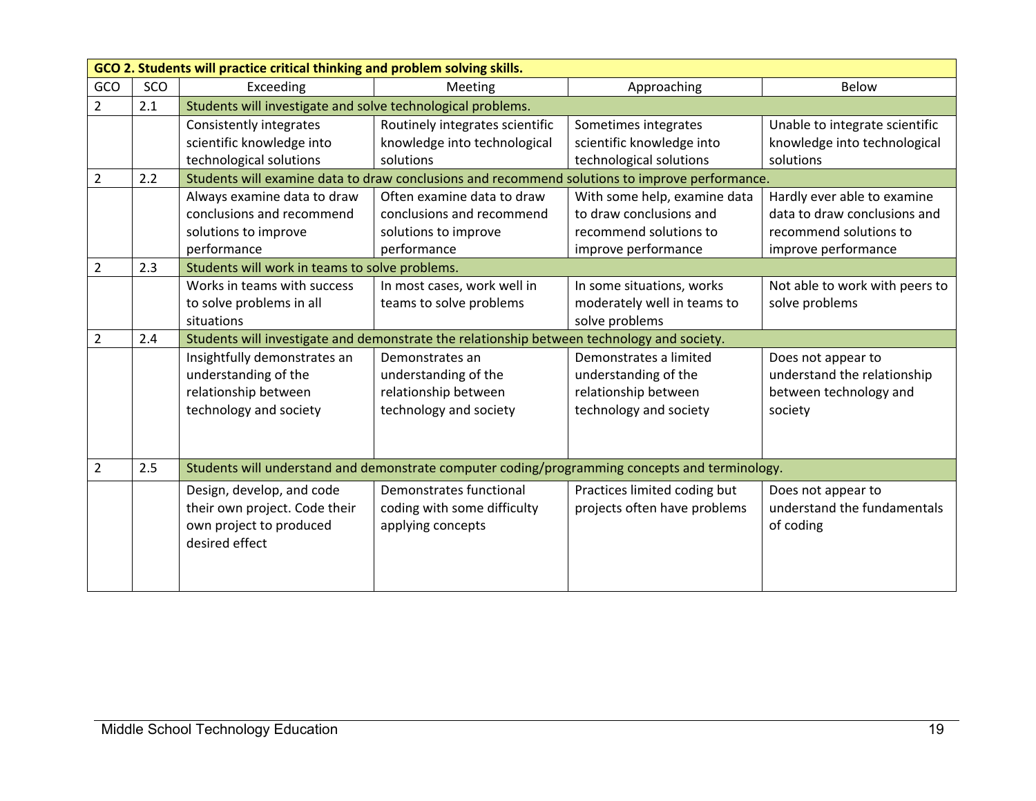| GCO 2. Students will practice critical thinking and problem solving skills. | | | | | |
|---|---|---|---|---|---|
| GCO | SCO | Exceeding | Meeting | Approaching | Below |
| 2 | 2.1 | Students will investigate and solve technological problems. | | | |
| | | Consistently integrates scientific knowledge into technological solutions | Routinely integrates scientific knowledge into technological solutions | Sometimes integrates scientific knowledge into technological solutions | Unable to integrate scientific knowledge into technological solutions |
| 2 | 2.2 | Students will examine data to draw conclusions and recommend solutions to improve performance. | | | |
| | | Always examine data to draw conclusions and recommend solutions to improve performance | Often examine data to draw conclusions and recommend solutions to improve performance | With some help, examine data to draw conclusions and recommend solutions to improve performance | Hardly ever able to examine data to draw conclusions and recommend solutions to improve performance |
| 2 | 2.3 | Students will work in teams to solve problems. | | | |
| | | Works in teams with success to solve problems in all situations | In most cases, work well in teams to solve problems | In some situations, works moderately well in teams to solve problems | Not able to work with peers to solve problems |
| 2 | 2.4 | Students will investigate and demonstrate the relationship between technology and society. | | | |
| | | Insightfully demonstrates an understanding of the relationship between technology and society | Demonstrates an understanding of the relationship between technology and society | Demonstrates a limited understanding of the relationship between technology and society | Does not appear to understand the relationship between technology and society |
| 2 | 2.5 | Students will understand and demonstrate computer coding/programming concepts and terminology. | | | |
| | | Design, develop, and code their own project. Code their own project to produced desired effect | Demonstrates functional coding with some difficulty applying concepts | Practices limited coding but projects often have problems | Does not appear to understand the fundamentals of coding |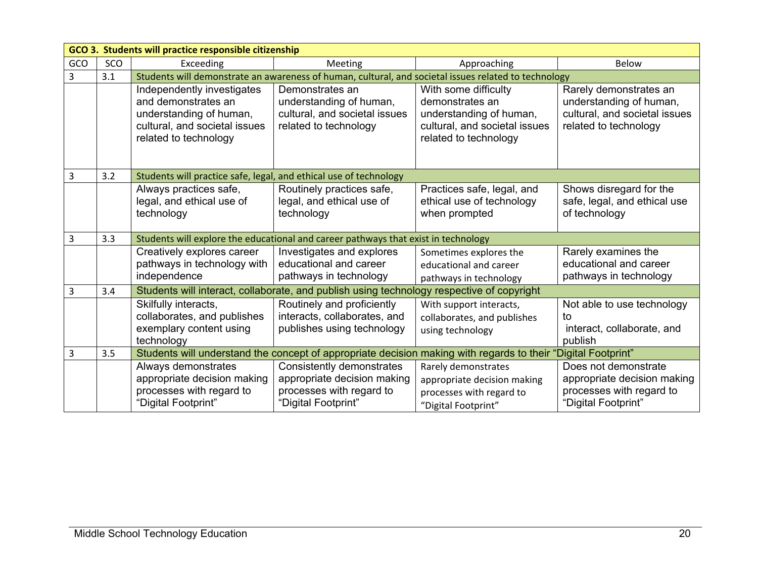| GCO 3. Students will practice responsible citizenship | | | | | |
|---|---|---|---|---|---|
| GCO | SCO | Exceeding | Meeting | Approaching | Below |
| 3 | 3.1 | Students will demonstrate an awareness of human, cultural, and societal issues related to technology | | | |
| | | Independently investigates and demonstrates an understanding of human, cultural, and societal issues related to technology | Demonstrates an understanding of human, cultural, and societal issues related to technology | With some difficulty demonstrates an understanding of human, cultural, and societal issues related to technology | Rarely demonstrates an understanding of human, cultural, and societal issues related to technology |
| 3 | 3.2 | Students will practice safe, legal, and ethical use of technology | | | |
| | | Always practices safe, legal, and ethical use of technology | Routinely practices safe, legal, and ethical use of technology | Practices safe, legal, and ethical use of technology when prompted | Shows disregard for the safe, legal, and ethical use of technology |
| 3 | 3.3 | Students will explore the educational and career pathways that exist in technology | | | |
| | | Creatively explores career pathways in technology with independence | Investigates and explores educational and career pathways in technology | Sometimes explores the educational and career pathways in technology | Rarely examines the educational and career pathways in technology |
| 3 | 3.4 | Students will interact, collaborate, and publish using technology respective of copyright | | | |
| | | Skilfully interacts, collaborates, and publishes exemplary content using technology | Routinely and proficiently interacts, collaborates, and publishes using technology | With support interacts, collaborates, and publishes using technology | Not able to use technology to interact, collaborate, and publish |
| 3 | 3.5 | Students will understand the concept of appropriate decision making with regards to their "Digital Footprint" | | | |
| | | Always demonstrates appropriate decision making processes with regard to "Digital Footprint" | Consistently demonstrates appropriate decision making processes with regard to "Digital Footprint" | Rarely demonstrates appropriate decision making processes with regard to "Digital Footprint" | Does not demonstrate appropriate decision making processes with regard to "Digital Footprint" |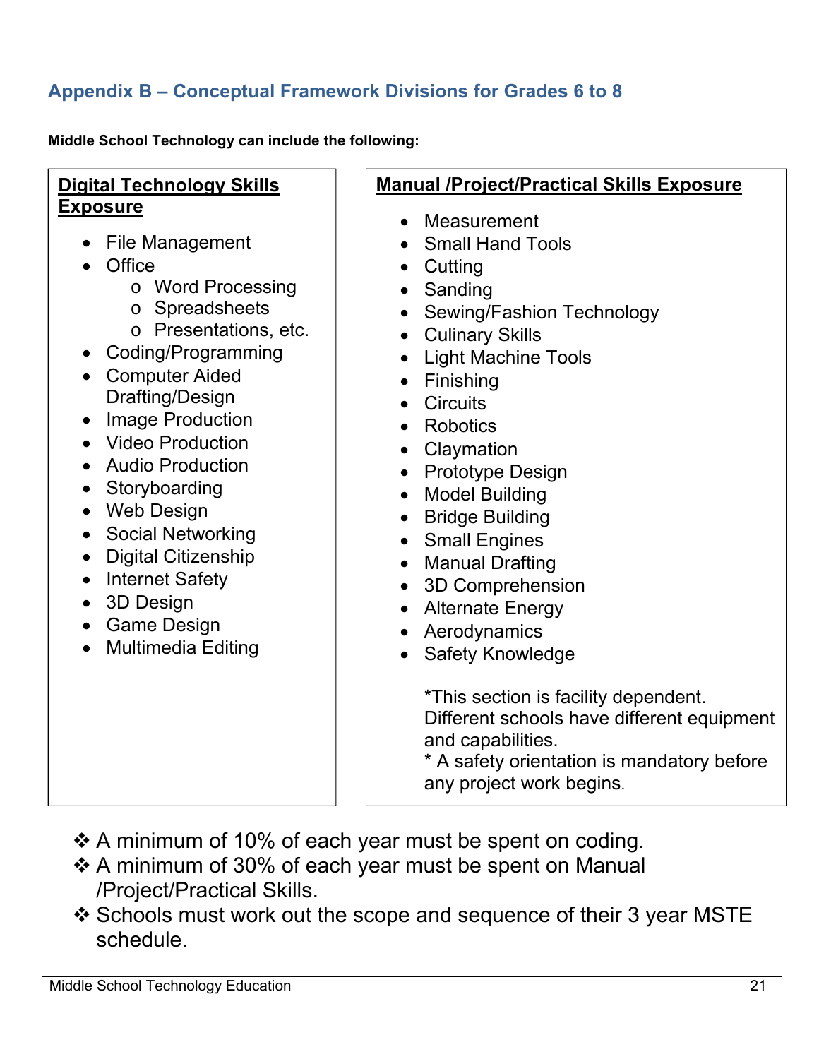## Appendix B – Conceptual Framework Divisions for Grades 6 to 8

**Middle School Technology can include the following:**

### Digital Technology Skills Exposure

- File Management
- Office
  - Word Processing
  - Spreadsheets
  - Presentations, etc.
- Coding/Programming
- Computer Aided Drafting/Design
- Image Production
- Video Production
- Audio Production
- Storyboarding
- Web Design
- Social Networking
- Digital Citizenship
- Internet Safety
- 3D Design
- Game Design
- Multimedia Editing

### Manual /Project/Practical Skills Exposure

- Measurement
- Small Hand Tools
- Cutting
- Sanding
- Sewing/Fashion Technology
- Culinary Skills
- Light Machine Tools
- Finishing
- Circuits
- Robotics
- Claymation
- Prototype Design
- Model Building
- Bridge Building
- Small Engines
- Manual Drafting
- 3D Comprehension
- Alternate Energy
- Aerodynamics
- Safety Knowledge

*This section is facility dependent. Different schools have different equipment and capabilities.
* A safety orientation is mandatory before any project work begins.

- ❖ A minimum of 10% of each year must be spent on coding.
- ❖ A minimum of 30% of each year must be spent on Manual /Project/Practical Skills.
- ❖ Schools must work out the scope and sequence of their 3 year MSTE schedule.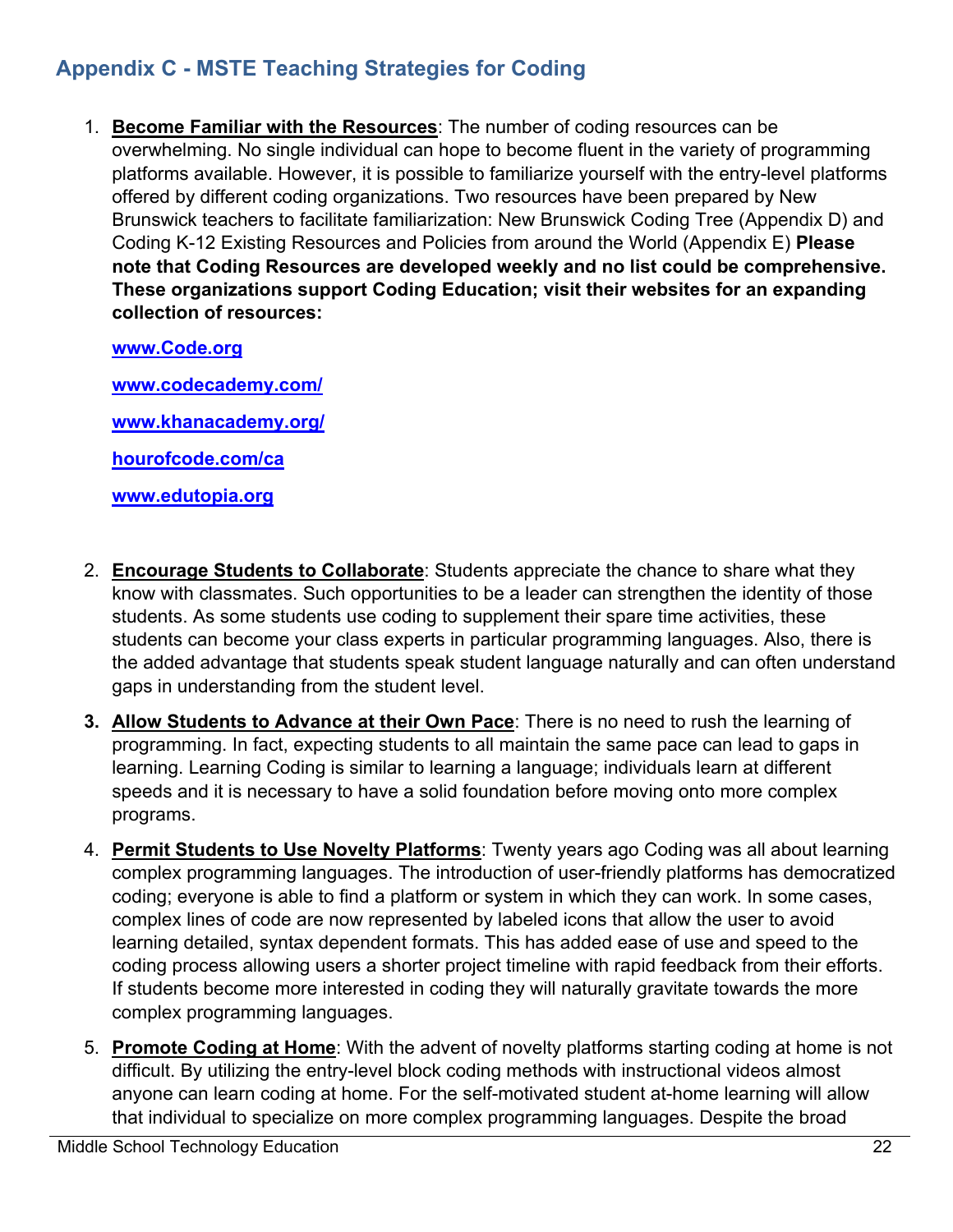## Appendix C - MSTE Teaching Strategies for Coding

1. **Become Familiar with the Resources**: The number of coding resources can be overwhelming. No single individual can hope to become fluent in the variety of programming platforms available. However, it is possible to familiarize yourself with the entry-level platforms offered by different coding organizations. Two resources have been prepared by New Brunswick teachers to facilitate familiarization: New Brunswick Coding Tree (Appendix D) and Coding K-12 Existing Resources and Policies from around the World (Appendix E) **Please note that Coding Resources are developed weekly and no list could be comprehensive. These organizations support Coding Education; visit their websites for an expanding collection of resources:**

   **www.Code.org**

   **www.codecademy.com/**

   **www.khanacademy.org/**

   **hourofcode.com/ca**

   **www.edutopia.org**

2. **Encourage Students to Collaborate**: Students appreciate the chance to share what they know with classmates. Such opportunities to be a leader can strengthen the identity of those students. As some students use coding to supplement their spare time activities, these students can become your class experts in particular programming languages. Also, there is the added advantage that students speak student language naturally and can often understand gaps in understanding from the student level.

3. **Allow Students to Advance at their Own Pace**: There is no need to rush the learning of programming. In fact, expecting students to all maintain the same pace can lead to gaps in learning. Learning Coding is similar to learning a language; individuals learn at different speeds and it is necessary to have a solid foundation before moving onto more complex programs.

4. **Permit Students to Use Novelty Platforms**: Twenty years ago Coding was all about learning complex programming languages. The introduction of user-friendly platforms has democratized coding; everyone is able to find a platform or system in which they can work. In some cases, complex lines of code are now represented by labeled icons that allow the user to avoid learning detailed, syntax dependent formats. This has added ease of use and speed to the coding process allowing users a shorter project timeline with rapid feedback from their efforts. If students become more interested in coding they will naturally gravitate towards the more complex programming languages.

5. **Promote Coding at Home**: With the advent of novelty platforms starting coding at home is not difficult. By utilizing the entry-level block coding methods with instructional videos almost anyone can learn coding at home. For the self-motivated student at-home learning will allow that individual to specialize on more complex programming languages. Despite the broad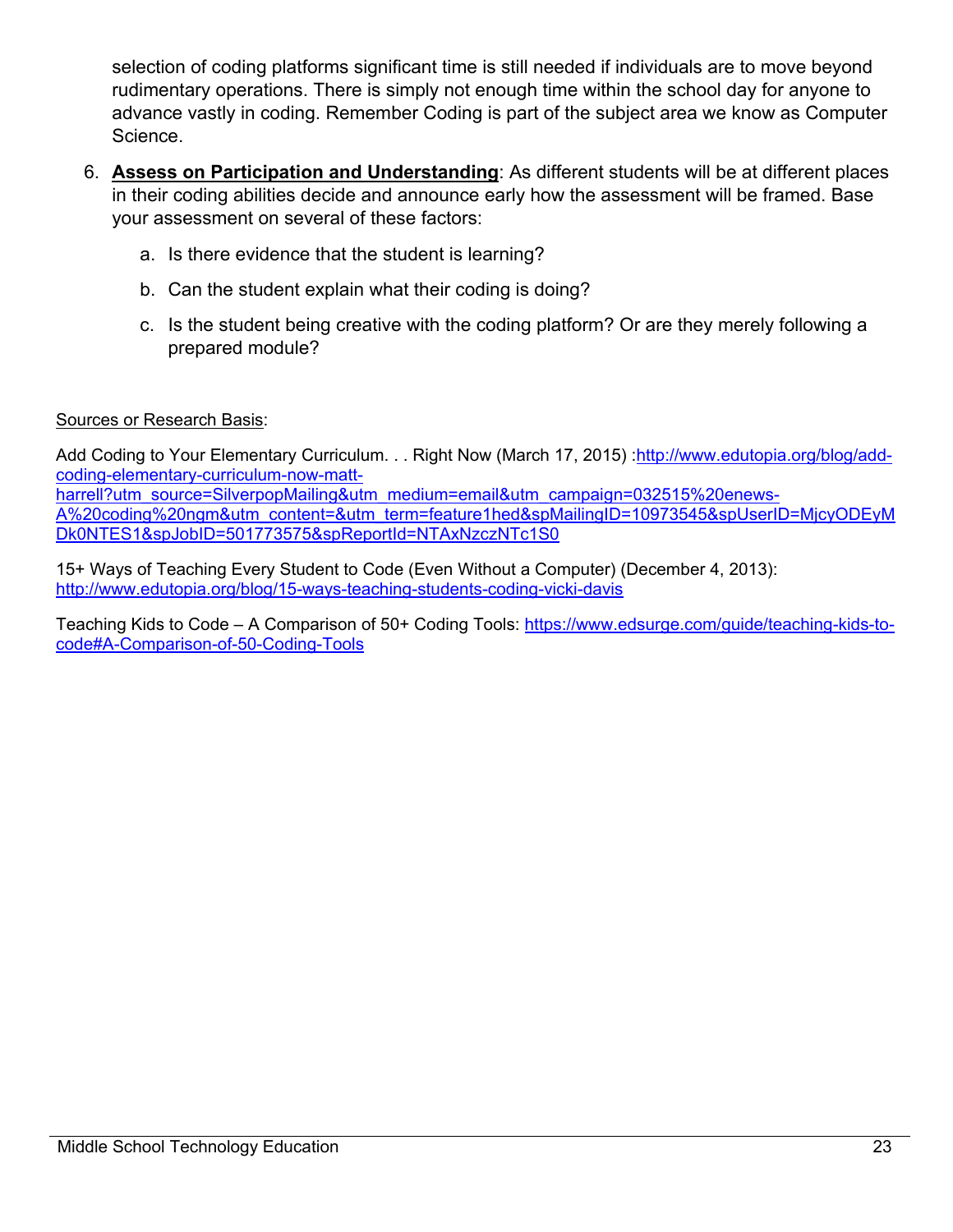selection of coding platforms significant time is still needed if individuals are to move beyond rudimentary operations. There is simply not enough time within the school day for anyone to advance vastly in coding. Remember Coding is part of the subject area we know as Computer Science.

6. **Assess on Participation and Understanding**: As different students will be at different places in their coding abilities decide and announce early how the assessment will be framed. Base your assessment on several of these factors:

    a. Is there evidence that the student is learning?

    b. Can the student explain what their coding is doing?

    c. Is the student being creative with the coding platform? Or are they merely following a prepared module?

Sources or Research Basis:

Add Coding to Your Elementary Curriculum. . . Right Now (March 17, 2015) :http://www.edutopia.org/blog/add-coding-elementary-curriculum-now-matt-harrell?utm_source=SilverpopMailing&utm_medium=email&utm_campaign=032515%20enews-A%20coding%20ngm&utm_content=&utm_term=feature1hed&spMailingID=10973545&spUserID=MjcyODEyMDk0NTES1&spJobID=501773575&spReportId=NTAxNzczNTc1S0

15+ Ways of Teaching Every Student to Code (Even Without a Computer) (December 4, 2013): http://www.edutopia.org/blog/15-ways-teaching-students-coding-vicki-davis

Teaching Kids to Code – A Comparison of 50+ Coding Tools: https://www.edsurge.com/guide/teaching-kids-to-code#A-Comparison-of-50-Coding-Tools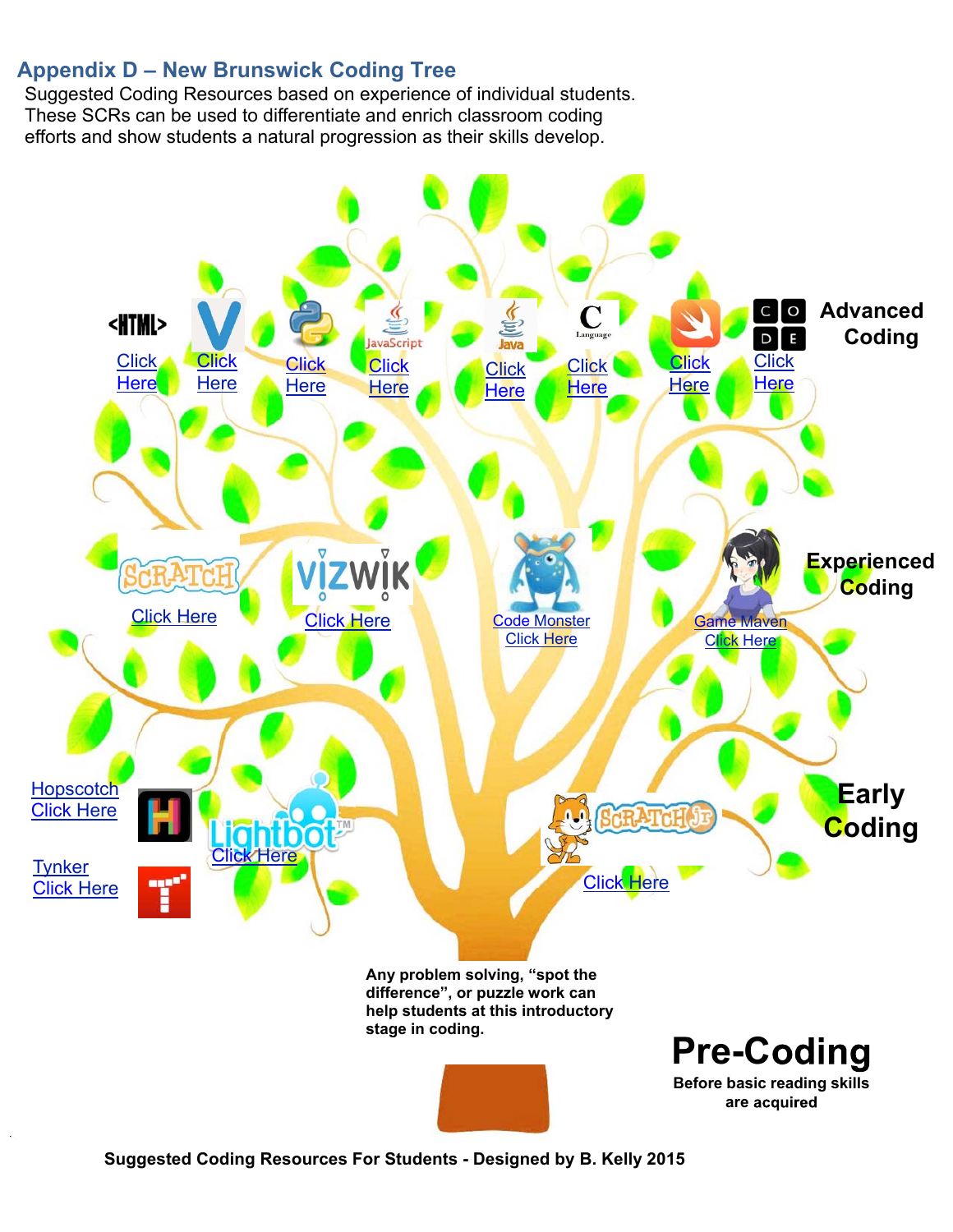## Appendix D – New Brunswick Coding Tree

Suggested Coding Resources based on experience of individual students. These SCRs can be used to differentiate and enrich classroom coding efforts and show students a natural progression as their skills develop.

**Advanced Coding**

- <HTML> Click Here
- V Click Here
- Python Click Here
- JavaScript Click Here
- Java Click Here
- C Language Click Here
- Swift Click Here
- CODE Click Here

**Experienced Coding**

- Scratch Click Here
- Vizwik Click Here
- Code Monster Click Here
- Game Maven Click Here

**Early Coding**

- Hopscotch Click Here
- Tynker Click Here
- Lightbot Click Here
- ScratchJr Click Here

**Pre-Coding**

**Before basic reading skills are acquired**

**Any problem solving, "spot the difference", or puzzle work can help students at this introductory stage in coding.**

**Suggested Coding Resources For Students - Designed by B. Kelly 2015**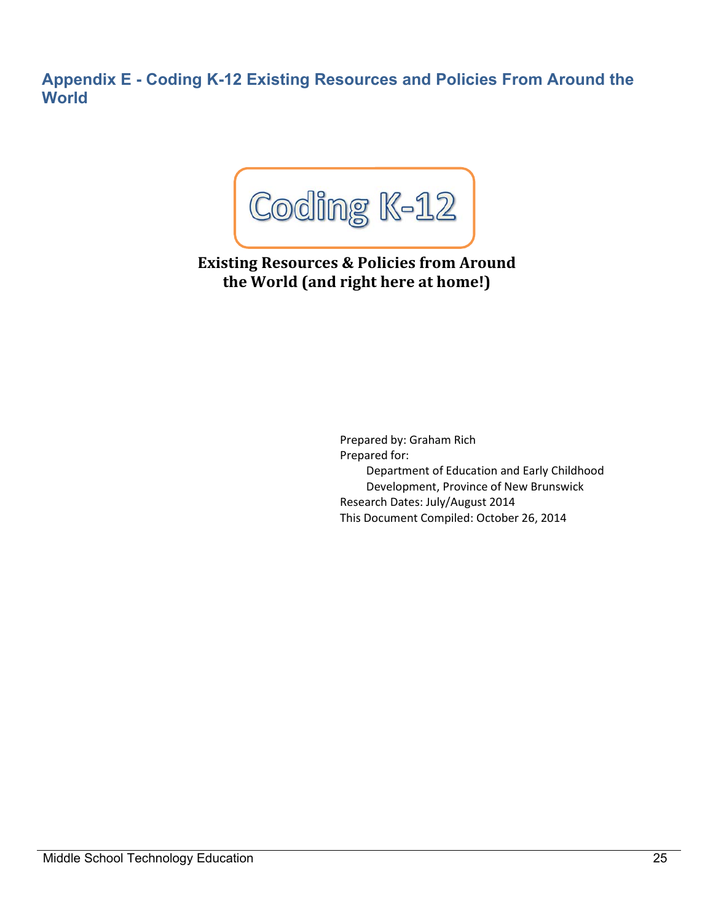## Appendix E - Coding K-12 Existing Resources and Policies From Around the World

# Coding K-12

**Existing Resources & Policies from Around the World (and right here at home!)**

Prepared by: Graham Rich
Prepared for:
Department of Education and Early Childhood Development, Province of New Brunswick
Research Dates: July/August 2014
This Document Compiled: October 26, 2014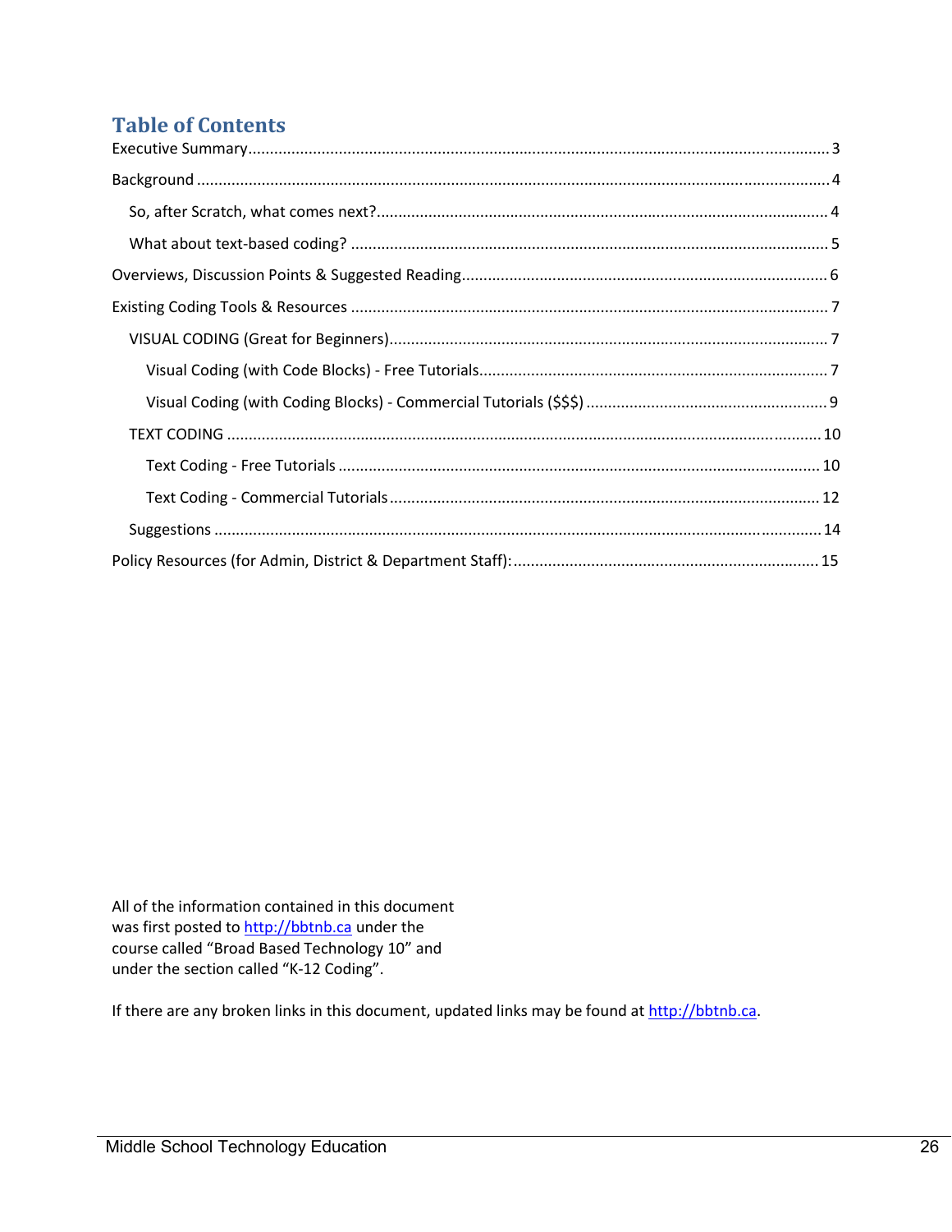## Table of Contents

Executive Summary ..... 3

Background ..... 4

- So, after Scratch, what comes next? ..... 4
- What about text-based coding? ..... 5

Overviews, Discussion Points & Suggested Reading ..... 6

Existing Coding Tools & Resources ..... 7

- VISUAL CODING (Great for Beginners) ..... 7
  - Visual Coding (with Code Blocks) - Free Tutorials ..... 7
  - Visual Coding (with Coding Blocks) - Commercial Tutorials ($$$) ..... 9
- TEXT CODING ..... 10
  - Text Coding - Free Tutorials ..... 10
  - Text Coding - Commercial Tutorials ..... 12
- Suggestions ..... 14

Policy Resources (for Admin, District & Department Staff): ..... 15

All of the information contained in this document was first posted to http://bbtnb.ca under the course called "Broad Based Technology 10" and under the section called "K-12 Coding".

If there are any broken links in this document, updated links may be found at http://bbtnb.ca.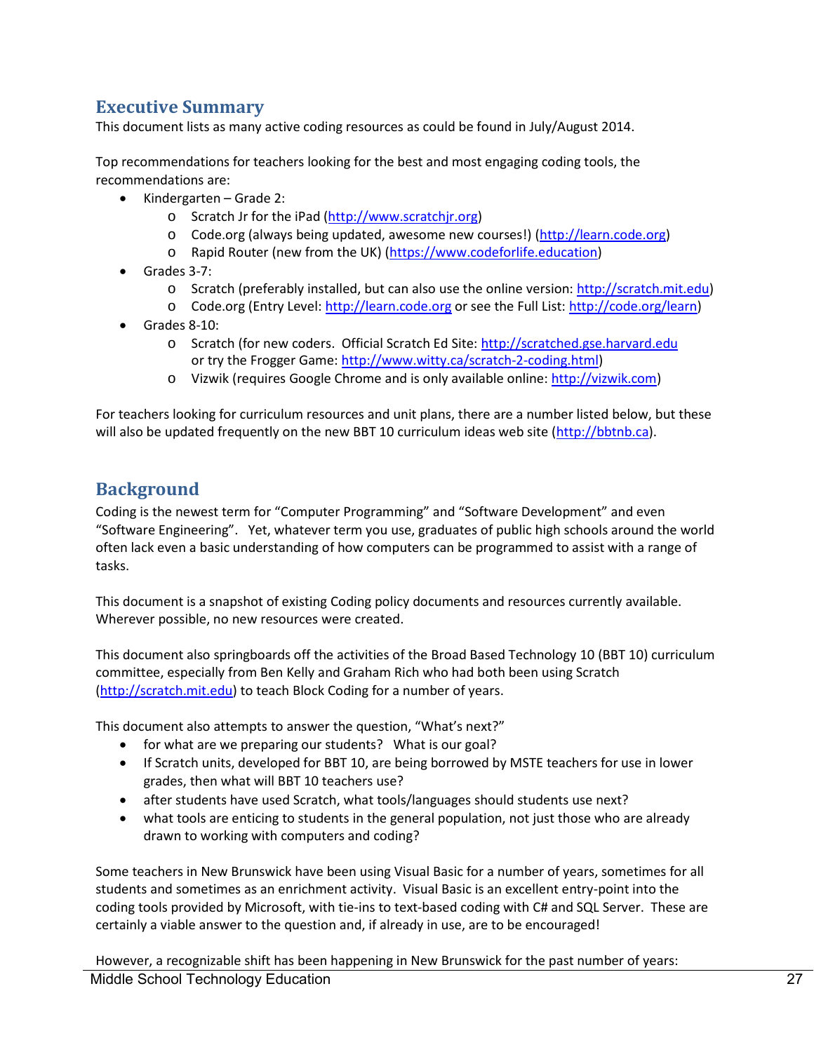## Executive Summary

This document lists as many active coding resources as could be found in July/August 2014.

Top recommendations for teachers looking for the best and most engaging coding tools, the recommendations are:

- Kindergarten – Grade 2:
  - Scratch Jr for the iPad (http://www.scratchjr.org)
  - Code.org (always being updated, awesome new courses!) (http://learn.code.org)
  - Rapid Router (new from the UK) (https://www.codeforlife.education)
- Grades 3-7:
  - Scratch (preferably installed, but can also use the online version: http://scratch.mit.edu)
  - Code.org (Entry Level: http://learn.code.org or see the Full List: http://code.org/learn)
- Grades 8-10:
  - Scratch (for new coders. Official Scratch Ed Site: http://scratched.gse.harvard.edu or try the Frogger Game: http://www.witty.ca/scratch-2-coding.html)
  - Vizwik (requires Google Chrome and is only available online: http://vizwik.com)

For teachers looking for curriculum resources and unit plans, there are a number listed below, but these will also be updated frequently on the new BBT 10 curriculum ideas web site (http://bbtnb.ca).

## Background

Coding is the newest term for "Computer Programming" and "Software Development" and even "Software Engineering". Yet, whatever term you use, graduates of public high schools around the world often lack even a basic understanding of how computers can be programmed to assist with a range of tasks.

This document is a snapshot of existing Coding policy documents and resources currently available. Wherever possible, no new resources were created.

This document also springboards off the activities of the Broad Based Technology 10 (BBT 10) curriculum committee, especially from Ben Kelly and Graham Rich who had both been using Scratch (http://scratch.mit.edu) to teach Block Coding for a number of years.

This document also attempts to answer the question, "What's next?"

- for what are we preparing our students? What is our goal?
- If Scratch units, developed for BBT 10, are being borrowed by MSTE teachers for use in lower grades, then what will BBT 10 teachers use?
- after students have used Scratch, what tools/languages should students use next?
- what tools are enticing to students in the general population, not just those who are already drawn to working with computers and coding?

Some teachers in New Brunswick have been using Visual Basic for a number of years, sometimes for all students and sometimes as an enrichment activity. Visual Basic is an excellent entry-point into the coding tools provided by Microsoft, with tie-ins to text-based coding with C# and SQL Server. These are certainly a viable answer to the question and, if already in use, are to be encouraged!

However, a recognizable shift has been happening in New Brunswick for the past number of years: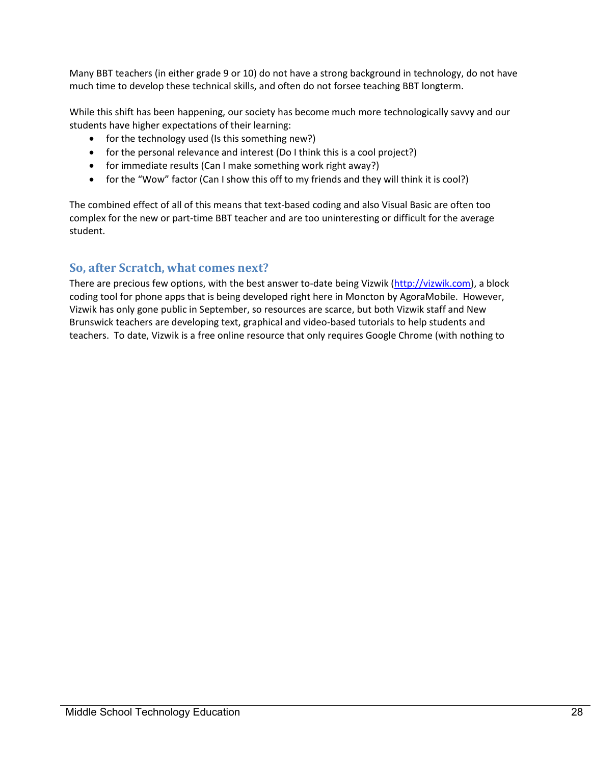Many BBT teachers (in either grade 9 or 10) do not have a strong background in technology, do not have much time to develop these technical skills, and often do not forsee teaching BBT longterm.

While this shift has been happening, our society has become much more technologically savvy and our students have higher expectations of their learning:

- for the technology used (Is this something new?)
- for the personal relevance and interest (Do I think this is a cool project?)
- for immediate results (Can I make something work right away?)
- for the “Wow” factor (Can I show this off to my friends and they will think it is cool?)

The combined effect of all of this means that text-based coding and also Visual Basic are often too complex for the new or part-time BBT teacher and are too uninteresting or difficult for the average student.

## So, after Scratch, what comes next?

There are precious few options, with the best answer to-date being Vizwik (http://vizwik.com), a block coding tool for phone apps that is being developed right here in Moncton by AgoraMobile. However, Vizwik has only gone public in September, so resources are scarce, but both Vizwik staff and New Brunswick teachers are developing text, graphical and video-based tutorials to help students and teachers. To date, Vizwik is a free online resource that only requires Google Chrome (with nothing to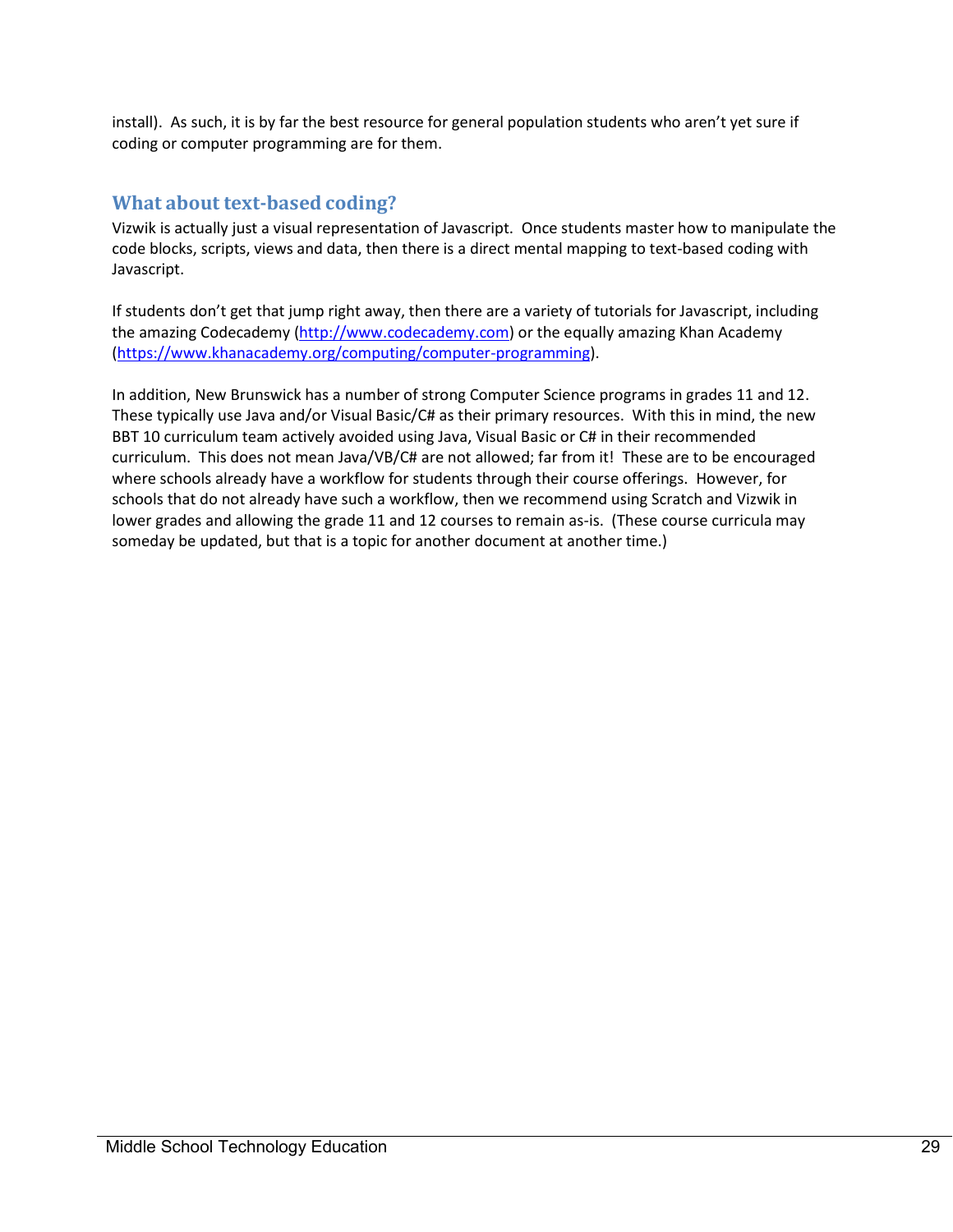install). As such, it is by far the best resource for general population students who aren't yet sure if coding or computer programming are for them.

## What about text-based coding?

Vizwik is actually just a visual representation of Javascript. Once students master how to manipulate the code blocks, scripts, views and data, then there is a direct mental mapping to text-based coding with Javascript.

If students don't get that jump right away, then there are a variety of tutorials for Javascript, including the amazing Codecademy (http://www.codecademy.com) or the equally amazing Khan Academy (https://www.khanacademy.org/computing/computer-programming).

In addition, New Brunswick has a number of strong Computer Science programs in grades 11 and 12. These typically use Java and/or Visual Basic/C# as their primary resources. With this in mind, the new BBT 10 curriculum team actively avoided using Java, Visual Basic or C# in their recommended curriculum. This does not mean Java/VB/C# are not allowed; far from it! These are to be encouraged where schools already have a workflow for students through their course offerings. However, for schools that do not already have such a workflow, then we recommend using Scratch and Vizwik in lower grades and allowing the grade 11 and 12 courses to remain as-is. (These course curricula may someday be updated, but that is a topic for another document at another time.)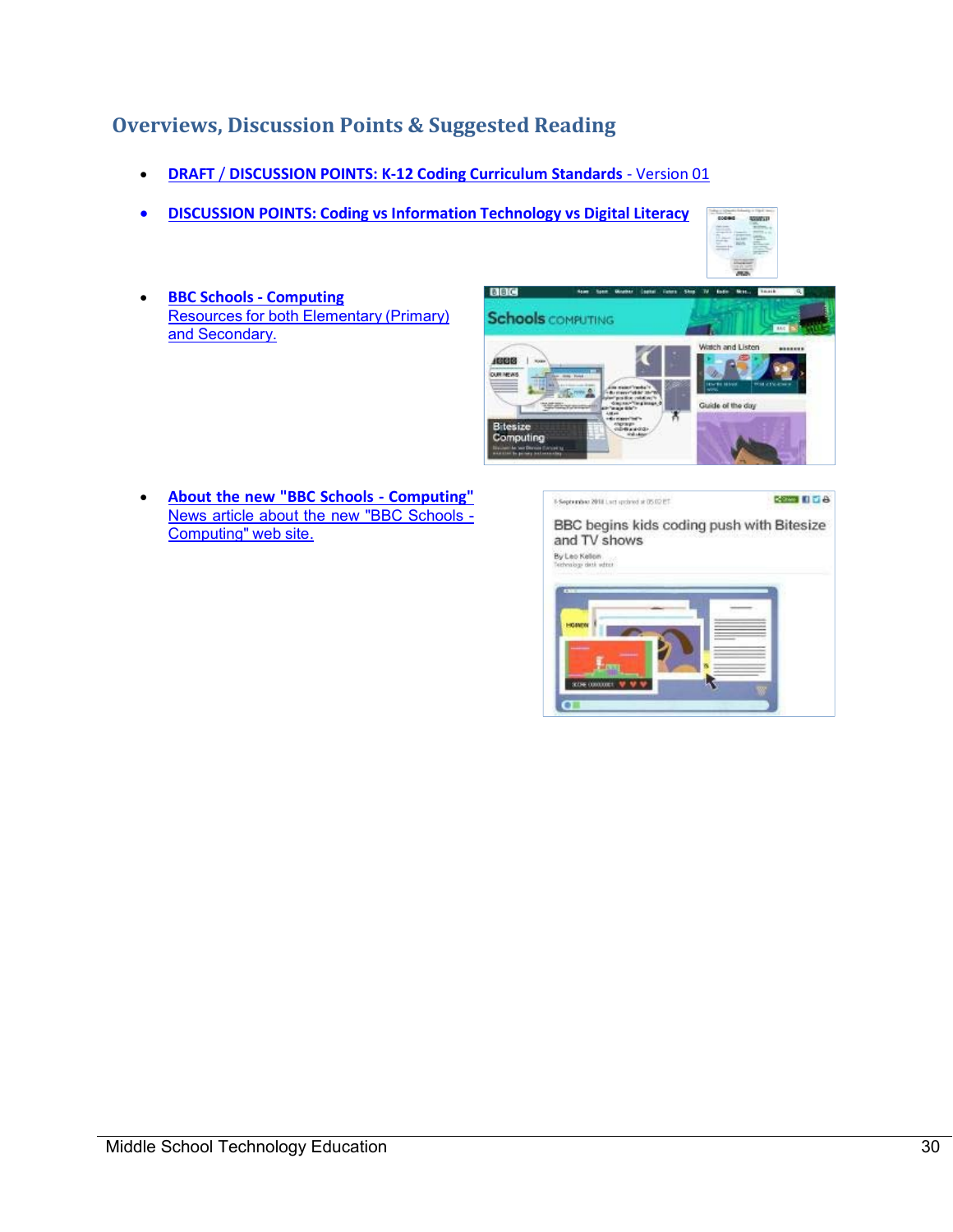## Overviews, Discussion Points & Suggested Reading

- **DRAFT / DISCUSSION POINTS: K-12 Coding Curriculum Standards** - Version 01
- **DISCUSSION POINTS: Coding vs Information Technology vs Digital Literacy**
- **BBC Schools - Computing**
  Resources for both Elementary (Primary) and Secondary.
- **About the new "BBC Schools - Computing"**
  News article about the new "BBC Schools - Computing" web site.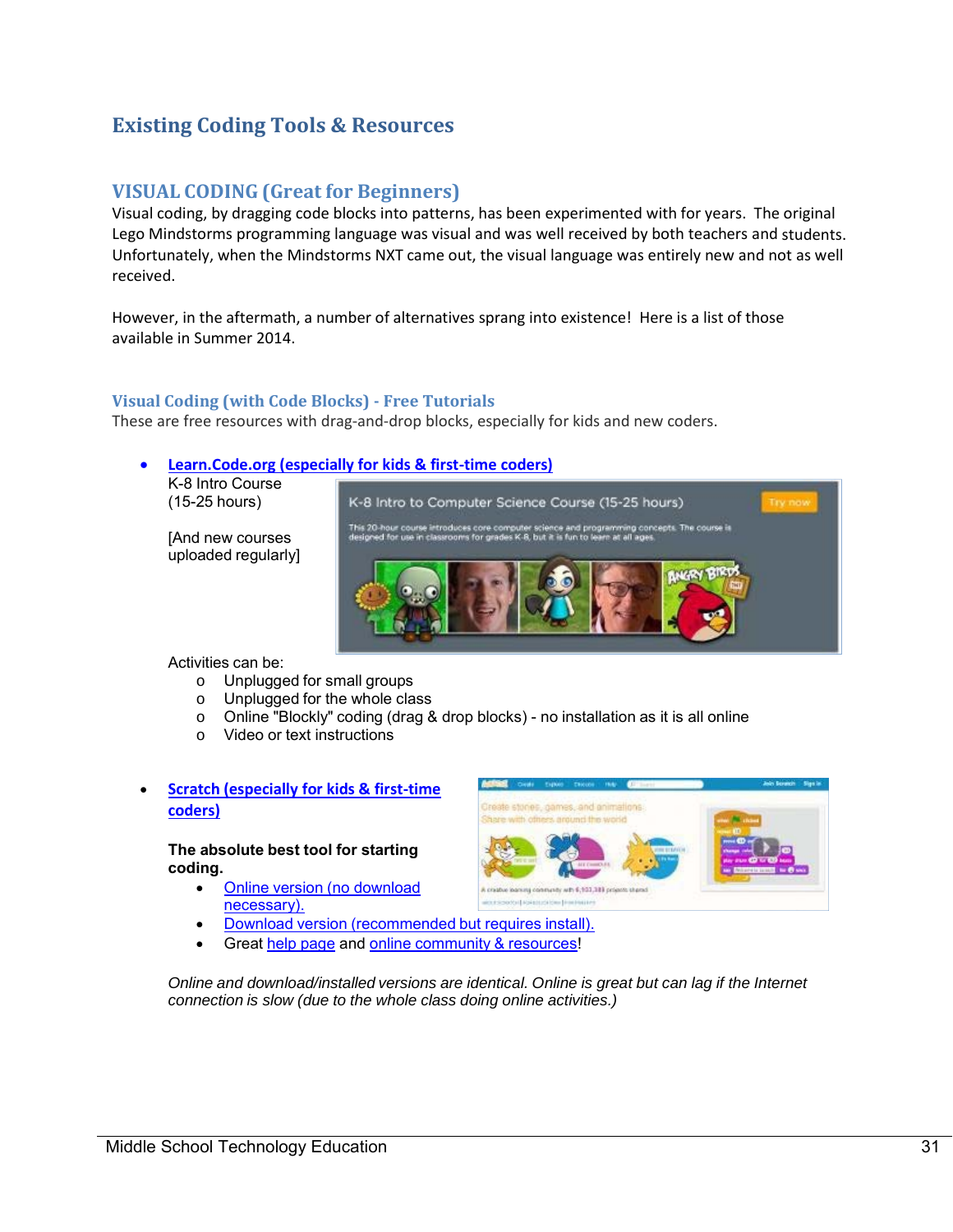## Existing Coding Tools & Resources

### VISUAL CODING (Great for Beginners)

Visual coding, by dragging code blocks into patterns, has been experimented with for years. The original Lego Mindstorms programming language was visual and was well received by both teachers and students. Unfortunately, when the Mindstorms NXT came out, the visual language was entirely new and not as well received.

However, in the aftermath, a number of alternatives sprang into existence! Here is a list of those available in Summer 2014.

#### Visual Coding (with Code Blocks) - Free Tutorials

These are free resources with drag-and-drop blocks, especially for kids and new coders.

- **Learn.Code.org (especially for kids & first-time coders)**

  K-8 Intro Course (15-25 hours)

  [And new courses uploaded regularly]

  Activities can be:
  - Unplugged for small groups
  - Unplugged for the whole class
  - Online "Blockly" coding (drag & drop blocks) - no installation as it is all online
  - Video or text instructions

- **Scratch (especially for kids & first-time coders)**

  **The absolute best tool for starting coding.**
  - Online version (no download necessary).
  - Download version (recommended but requires install).
  - Great help page and online community & resources!

  *Online and download/installed versions are identical. Online is great but can lag if the Internet connection is slow (due to the whole class doing online activities.)*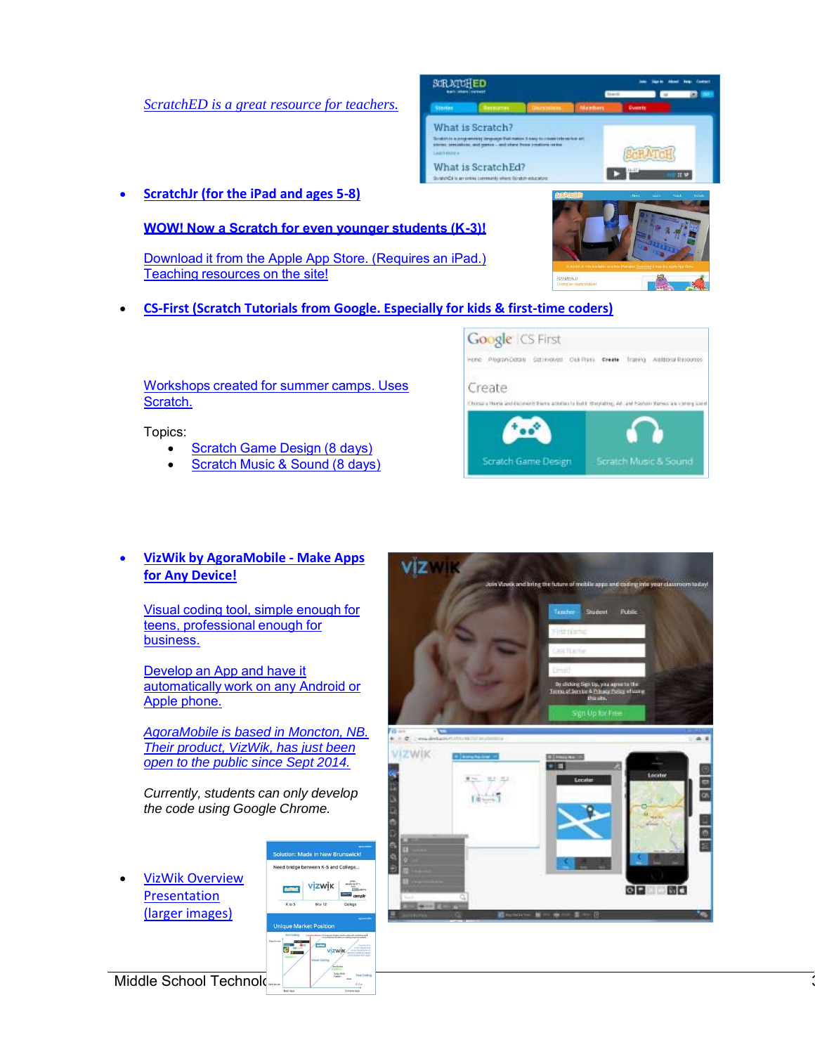*ScratchED is a great resource for teachers.*

- **ScratchJr (for the iPad and ages 5-8)**

  **WOW! Now a Scratch for even younger students (K-3)!**

  Download it from the Apple App Store. (Requires an iPad.)
  Teaching resources on the site!

- **CS-First (Scratch Tutorials from Google. Especially for kids & first-time coders)**

  Workshops created for summer camps. Uses Scratch.

  Topics:
  - Scratch Game Design (8 days)
  - Scratch Music & Sound (8 days)

- **VizWik by AgoraMobile - Make Apps for Any Device!**

  Visual coding tool, simple enough for teens, professional enough for business.

  Develop an App and have it automatically work on any Android or Apple phone.

  *AgoraMobile is based in Moncton, NB. Their product, VizWik, has just been open to the public since Sept 2014.*

  *Currently, students can only develop the code using Google Chrome.*

- VizWik Overview Presentation (larger images)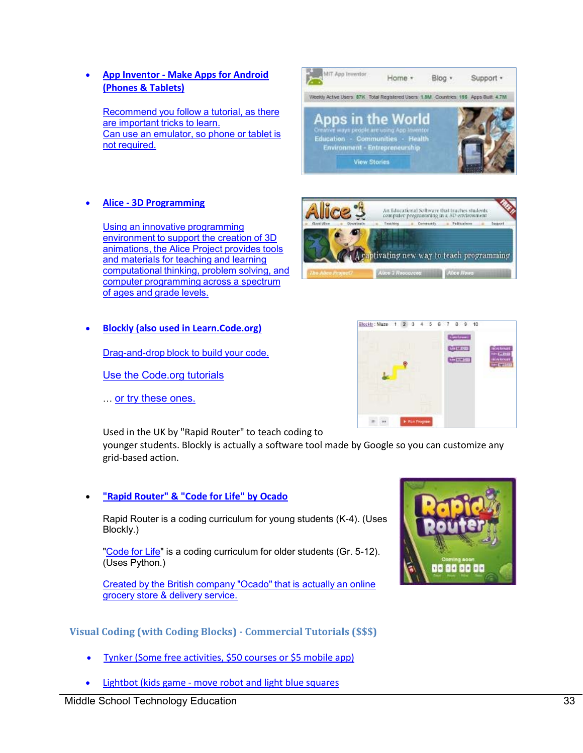- **App Inventor - Make Apps for Android (Phones & Tablets)**

  Recommend you follow a tutorial, as there are important tricks to learn.
  Can use an emulator, so phone or tablet is not required.

- **Alice - 3D Programming**

  Using an innovative programming environment to support the creation of 3D animations, the Alice Project provides tools and materials for teaching and learning computational thinking, problem solving, and computer programming across a spectrum of ages and grade levels.

- **Blockly (also used in Learn.Code.org)**

  Drag-and-drop block to build your code.

  Use the Code.org tutorials

  … or try these ones.

  Used in the UK by "Rapid Router" to teach coding to younger students. Blockly is actually a software tool made by Google so you can customize any grid-based action.

- **"Rapid Router" & "Code for Life" by Ocado**

  Rapid Router is a coding curriculum for young students (K-4). (Uses Blockly.)

  "Code for Life" is a coding curriculum for older students (Gr. 5-12). (Uses Python.)

  Created by the British company "Ocado" that is actually an online grocery store & delivery service.

### Visual Coding (with Coding Blocks) - Commercial Tutorials ($$$)

- Tynker (Some free activities, $50 courses or $5 mobile app)
- Lightbot (kids game - move robot and light blue squares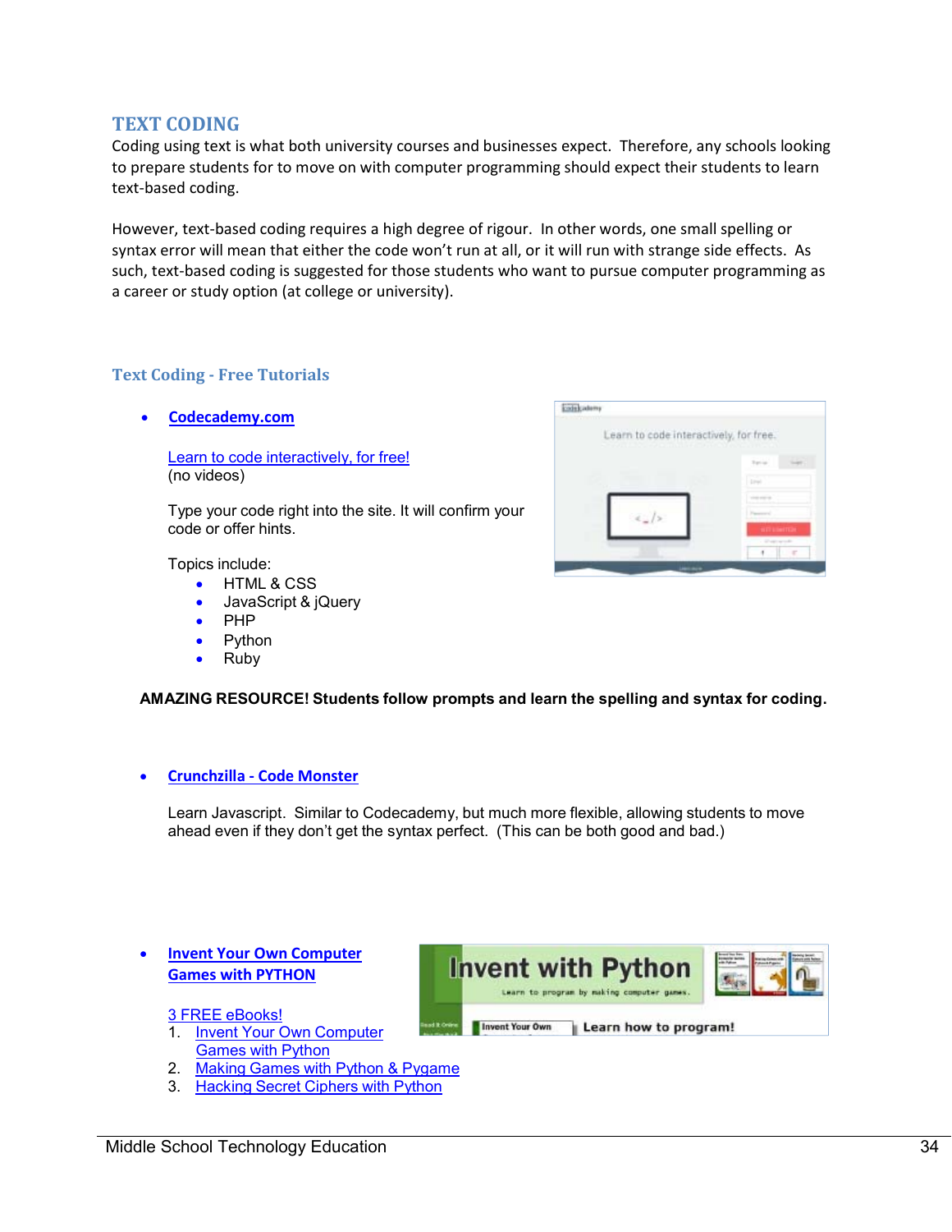## TEXT CODING

Coding using text is what both university courses and businesses expect. Therefore, any schools looking to prepare students for to move on with computer programming should expect their students to learn text-based coding.

However, text-based coding requires a high degree of rigour. In other words, one small spelling or syntax error will mean that either the code won't run at all, or it will run with strange side effects. As such, text-based coding is suggested for those students who want to pursue computer programming as a career or study option (at college or university).

### Text Coding - Free Tutorials

- **Codecademy.com**

  Learn to code interactively, for free!
  (no videos)

  Type your code right into the site. It will confirm your code or offer hints.

  Topics include:
  - HTML & CSS
  - JavaScript & jQuery
  - PHP
  - Python
  - Ruby

**AMAZING RESOURCE! Students follow prompts and learn the spelling and syntax for coding.**

- **Crunchzilla - Code Monster**

  Learn Javascript. Similar to Codecademy, but much more flexible, allowing students to move ahead even if they don't get the syntax perfect. (This can be both good and bad.)

- **Invent Your Own Computer Games with PYTHON**

  3 FREE eBooks!
  1. Invent Your Own Computer Games with Python
  2. Making Games with Python & Pygame
  3. Hacking Secret Ciphers with Python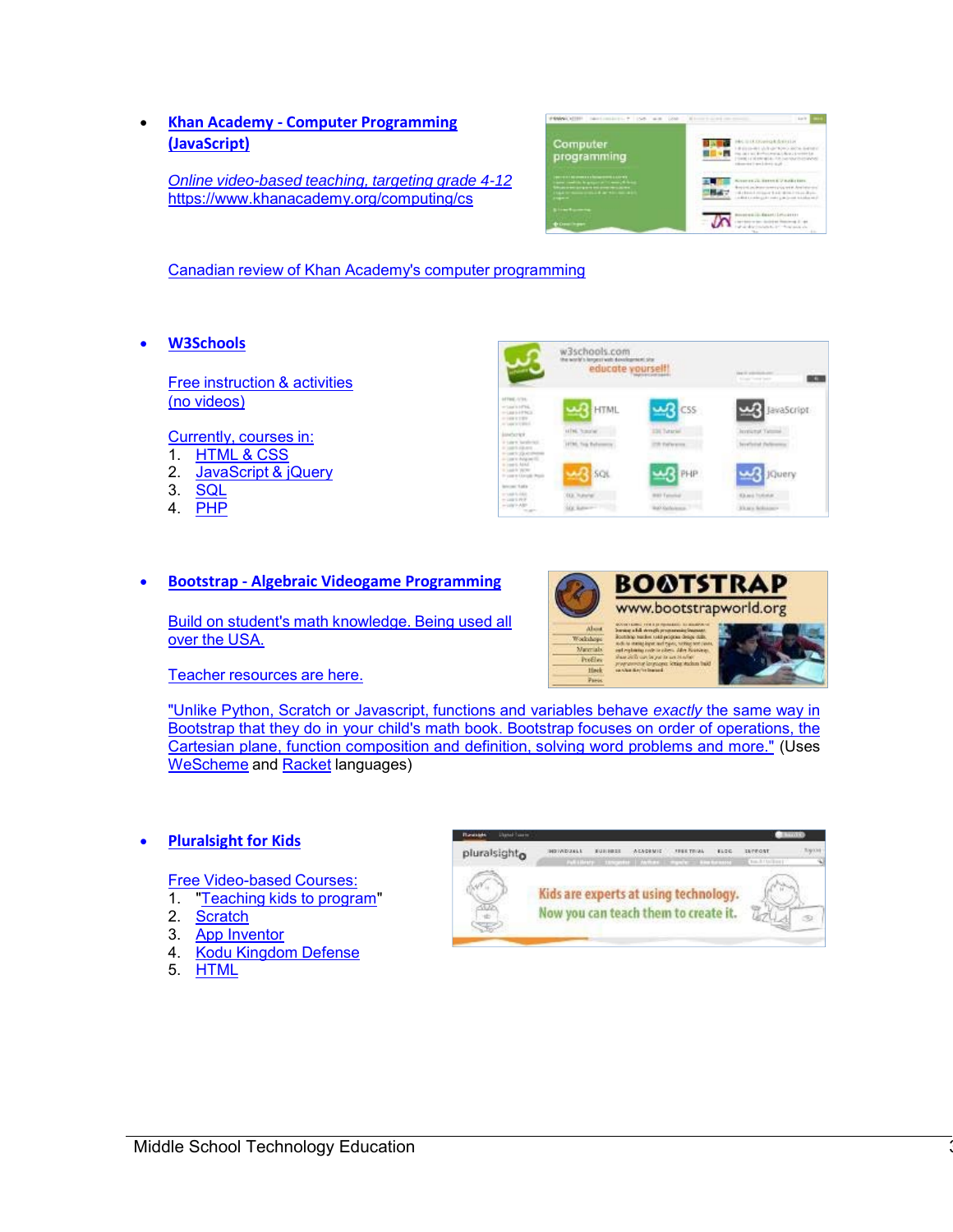- **Khan Academy - Computer Programming (JavaScript)**

  *Online video-based teaching, targeting grade 4-12*
  https://www.khanacademy.org/computing/cs

  Canadian review of Khan Academy's computer programming

- **W3Schools**

  Free instruction & activities (no videos)

  Currently, courses in:
  1. HTML & CSS
  2. JavaScript & jQuery
  3. SQL
  4. PHP

- **Bootstrap - Algebraic Videogame Programming**

  Build on student's math knowledge. Being used all over the USA.

  Teacher resources are here.

  "Unlike Python, Scratch or Javascript, functions and variables behave *exactly* the same way in Bootstrap that they do in your child's math book. Bootstrap focuses on order of operations, the Cartesian plane, function composition and definition, solving word problems and more." (Uses WeScheme and Racket languages)

- **Pluralsight for Kids**

  Free Video-based Courses:
  1. "Teaching kids to program"
  2. Scratch
  3. App Inventor
  4. Kodu Kingdom Defense
  5. HTML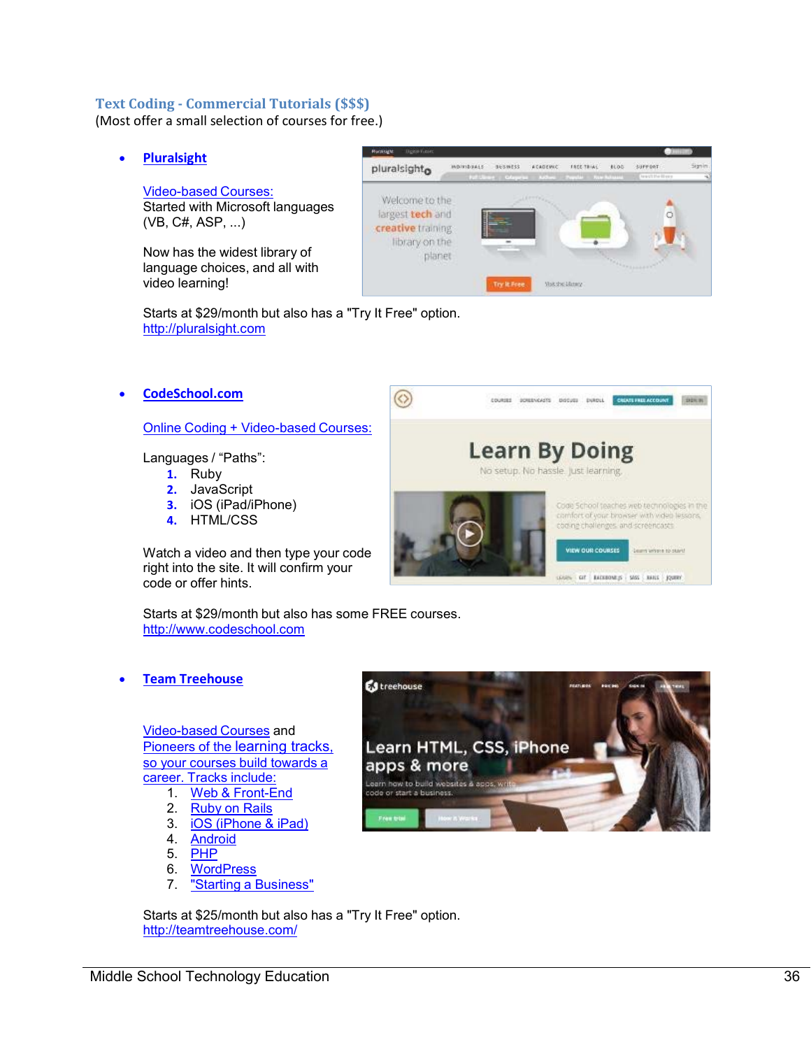### Text Coding - Commercial Tutorials ($$$)

(Most offer a small selection of courses for free.)

- **Pluralsight**

  Video-based Courses:
  Started with Microsoft languages (VB, C#, ASP, ...)

  Now has the widest library of language choices, and all with video learning!

  Starts at $29/month but also has a "Try It Free" option.
  http://pluralsight.com

- **CodeSchool.com**

  Online Coding + Video-based Courses:

  Languages / "Paths":
  1. Ruby
  2. JavaScript
  3. iOS (iPad/iPhone)
  4. HTML/CSS

  Watch a video and then type your code right into the site. It will confirm your code or offer hints.

  Starts at $29/month but also has some FREE courses.
  http://www.codeschool.com

- **Team Treehouse**

  Video-based Courses and Pioneers of the learning tracks, so your courses build towards a career. Tracks include:
  1. Web & Front-End
  2. Ruby on Rails
  3. iOS (iPhone & iPad)
  4. Android
  5. PHP
  6. WordPress
  7. "Starting a Business"

  Starts at $25/month but also has a "Try It Free" option.
  http://teamtreehouse.com/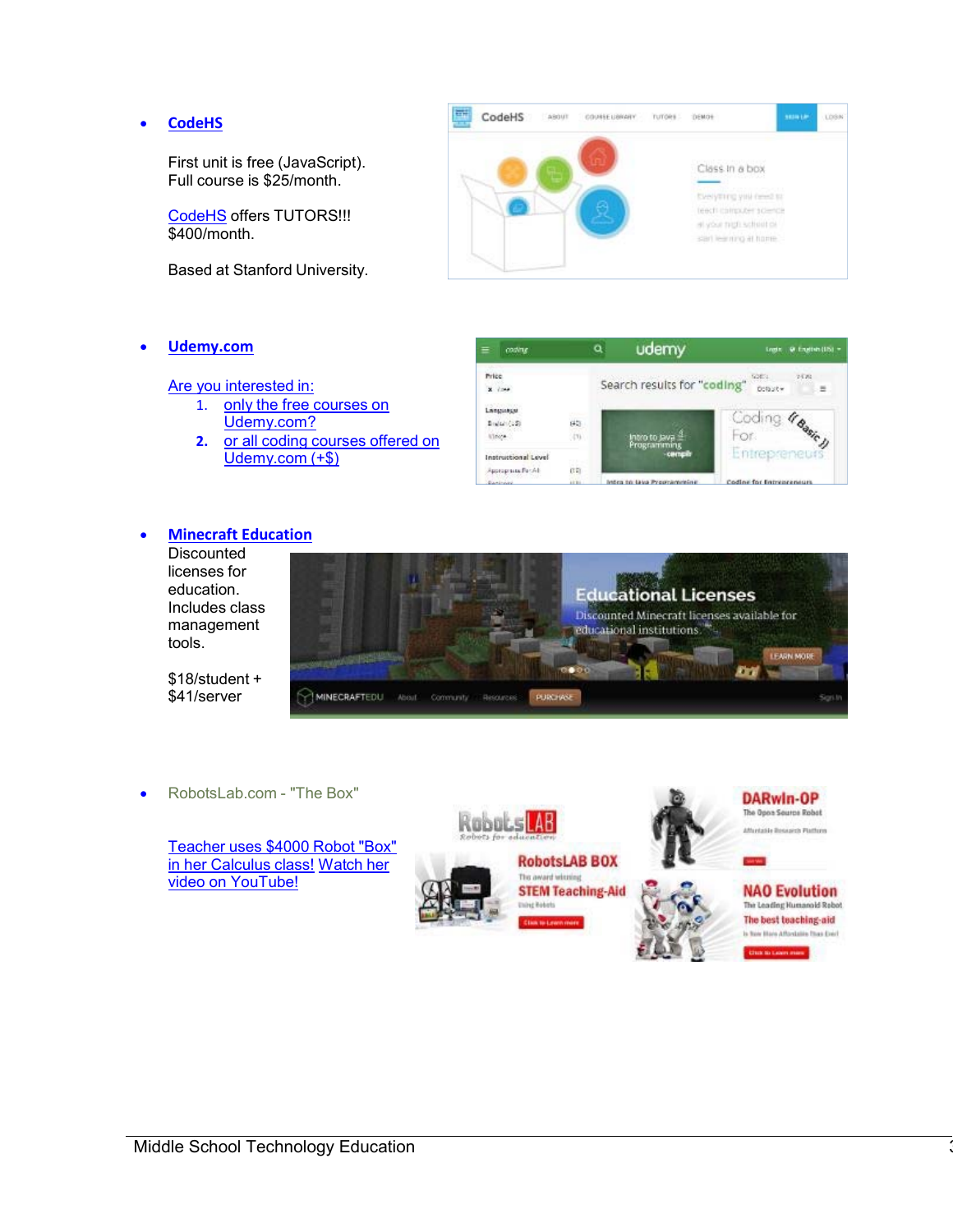- **CodeHS**

  First unit is free (JavaScript).
  Full course is $25/month.

  CodeHS offers TUTORS!!!
  $400/month.

  Based at Stanford University.

- **Udemy.com**

  Are you interested in:
  1. only the free courses on Udemy.com?
  2. or all coding courses offered on Udemy.com (+$)

- **Minecraft Education**

  Discounted licenses for education. Includes class management tools.

  $18/student + $41/server

- RobotsLab.com - "The Box"

  Teacher uses $4000 Robot "Box" in her Calculus class! Watch her video on YouTube!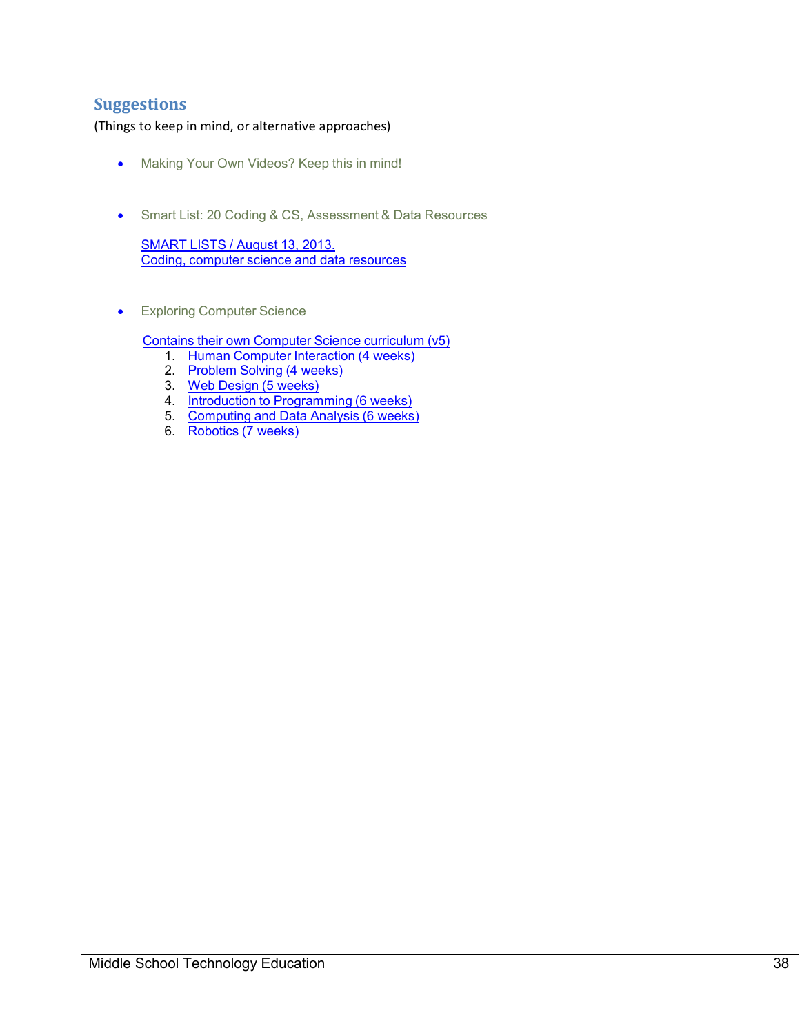## Suggestions

(Things to keep in mind, or alternative approaches)

- Making Your Own Videos? Keep this in mind!

- Smart List: 20 Coding & CS, Assessment & Data Resources

  SMART LISTS / August 13, 2013.
  Coding, computer science and data resources

- Exploring Computer Science

  Contains their own Computer Science curriculum (v5)

  1. Human Computer Interaction (4 weeks)
  2. Problem Solving (4 weeks)
  3. Web Design (5 weeks)
  4. Introduction to Programming (6 weeks)
  5. Computing and Data Analysis (6 weeks)
  6. Robotics (7 weeks)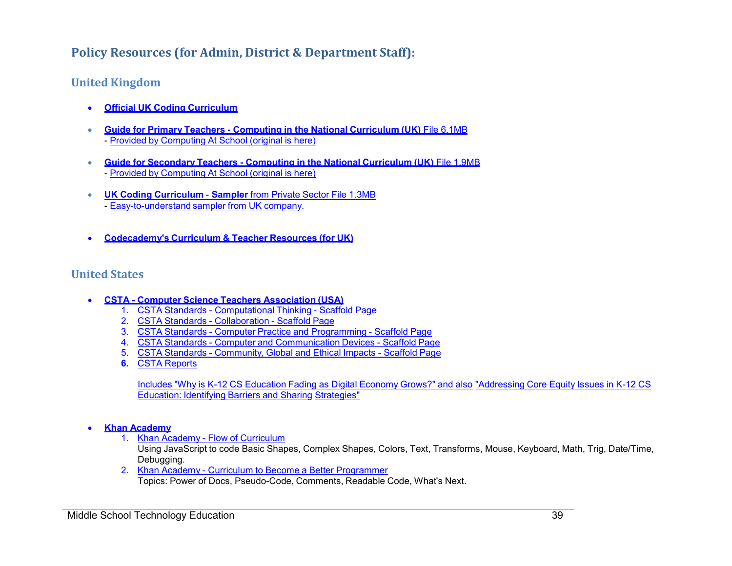## Policy Resources (for Admin, District & Department Staff):

### United Kingdom

- **Official UK Coding Curriculum**
- **Guide for Primary Teachers - Computing in the National Curriculum (UK)** File 6.1MB
  - Provided by Computing At School (original is here)
- **Guide for Secondary Teachers - Computing in the National Curriculum (UK)** File 1.9MB
  - Provided by Computing At School (original is here)
- **UK Coding Curriculum - Sampler** from Private Sector File 1.3MB
  - Easy-to-understand sampler from UK company.
- **Codecademy's Curriculum & Teacher Resources (for UK)**

### United States

- **CSTA - Computer Science Teachers Association (USA)**
  1. CSTA Standards - Computational Thinking - Scaffold Page
  2. CSTA Standards - Collaboration - Scaffold Page
  3. CSTA Standards - Computer Practice and Programming - Scaffold Page
  4. CSTA Standards - Computer and Communication Devices - Scaffold Page
  5. CSTA Standards - Community, Global and Ethical Impacts - Scaffold Page
  6. CSTA Reports

     Includes "Why is K-12 CS Education Fading as Digital Economy Grows?" and also "Addressing Core Equity Issues in K-12 CS Education: Identifying Barriers and Sharing Strategies"

- **Khan Academy**
  1. Khan Academy - Flow of Curriculum
     Using JavaScript to code Basic Shapes, Complex Shapes, Colors, Text, Transforms, Mouse, Keyboard, Math, Trig, Date/Time, Debugging.
  2. Khan Academy - Curriculum to Become a Better Programmer
     Topics: Power of Docs, Pseudo-Code, Comments, Readable Code, What's Next.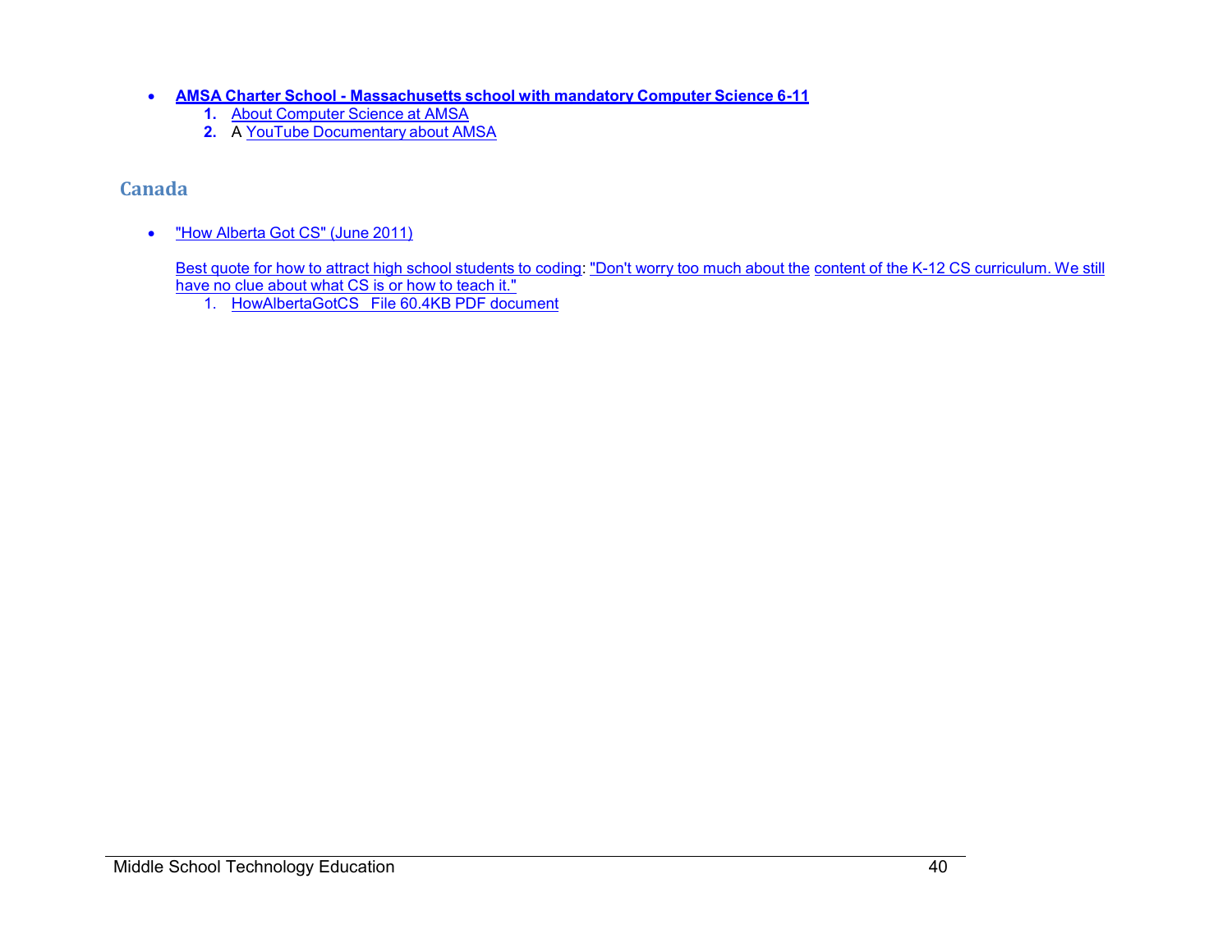- **AMSA Charter School - Massachusetts school with mandatory Computer Science 6-11**
  1. About Computer Science at AMSA
  2. A YouTube Documentary about AMSA

## Canada

- "How Alberta Got CS" (June 2011)

  Best quote for how to attract high school students to coding: "Don't worry too much about the content of the K-12 CS curriculum. We still have no clue about what CS is or how to teach it."
  1. HowAlbertaGotCS   File 60.4KB PDF document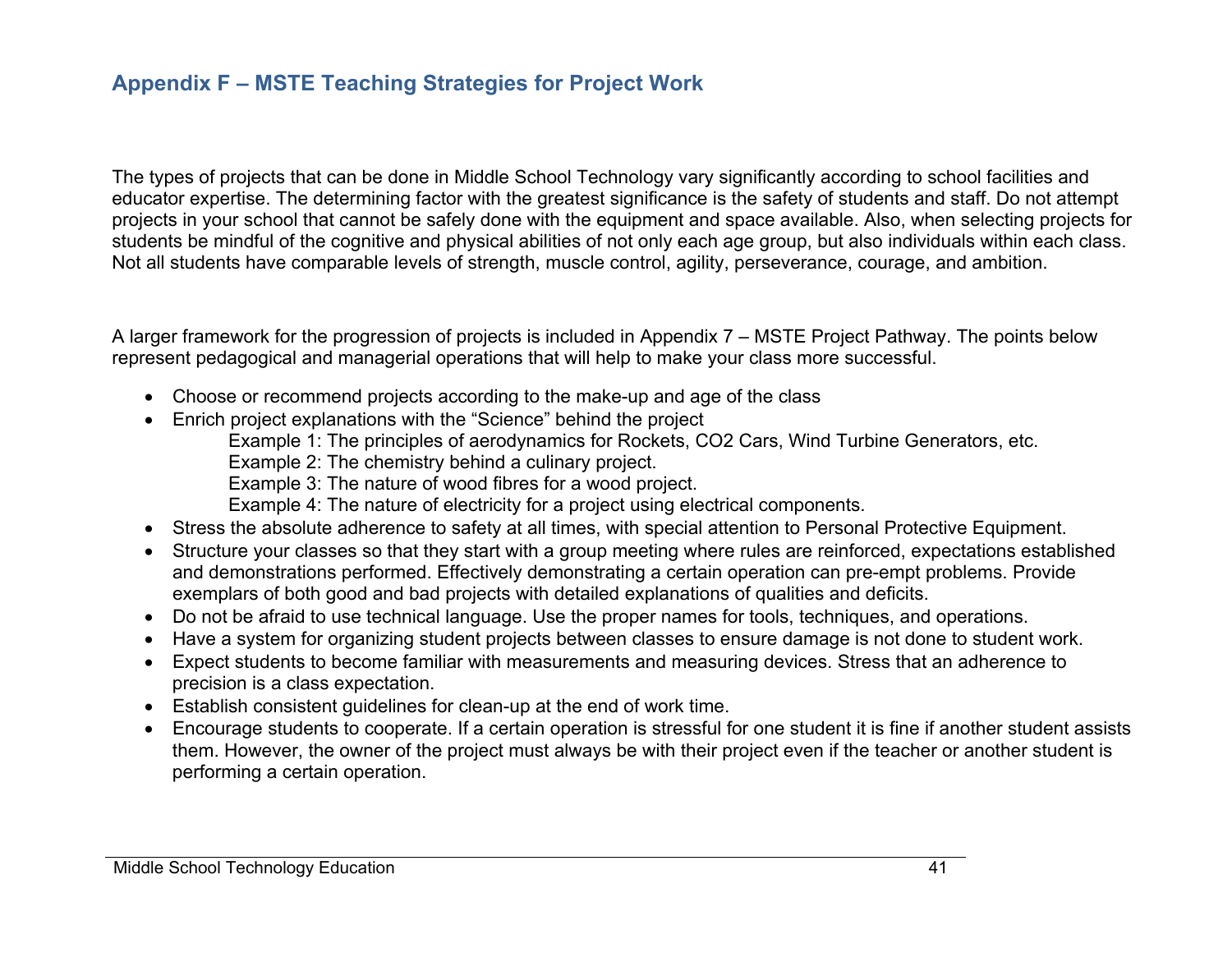## Appendix F – MSTE Teaching Strategies for Project Work

The types of projects that can be done in Middle School Technology vary significantly according to school facilities and educator expertise. The determining factor with the greatest significance is the safety of students and staff. Do not attempt projects in your school that cannot be safely done with the equipment and space available. Also, when selecting projects for students be mindful of the cognitive and physical abilities of not only each age group, but also individuals within each class. Not all students have comparable levels of strength, muscle control, agility, perseverance, courage, and ambition.

A larger framework for the progression of projects is included in Appendix 7 – MSTE Project Pathway. The points below represent pedagogical and managerial operations that will help to make your class more successful.

- Choose or recommend projects according to the make-up and age of the class
- Enrich project explanations with the "Science" behind the project
  - Example 1: The principles of aerodynamics for Rockets, CO2 Cars, Wind Turbine Generators, etc.
  - Example 2: The chemistry behind a culinary project.
  - Example 3: The nature of wood fibres for a wood project.
  - Example 4: The nature of electricity for a project using electrical components.
- Stress the absolute adherence to safety at all times, with special attention to Personal Protective Equipment.
- Structure your classes so that they start with a group meeting where rules are reinforced, expectations established and demonstrations performed. Effectively demonstrating a certain operation can pre-empt problems. Provide exemplars of both good and bad projects with detailed explanations of qualities and deficits.
- Do not be afraid to use technical language. Use the proper names for tools, techniques, and operations.
- Have a system for organizing student projects between classes to ensure damage is not done to student work.
- Expect students to become familiar with measurements and measuring devices. Stress that an adherence to precision is a class expectation.
- Establish consistent guidelines for clean-up at the end of work time.
- Encourage students to cooperate. If a certain operation is stressful for one student it is fine if another student assists them. However, the owner of the project must always be with their project even if the teacher or another student is performing a certain operation.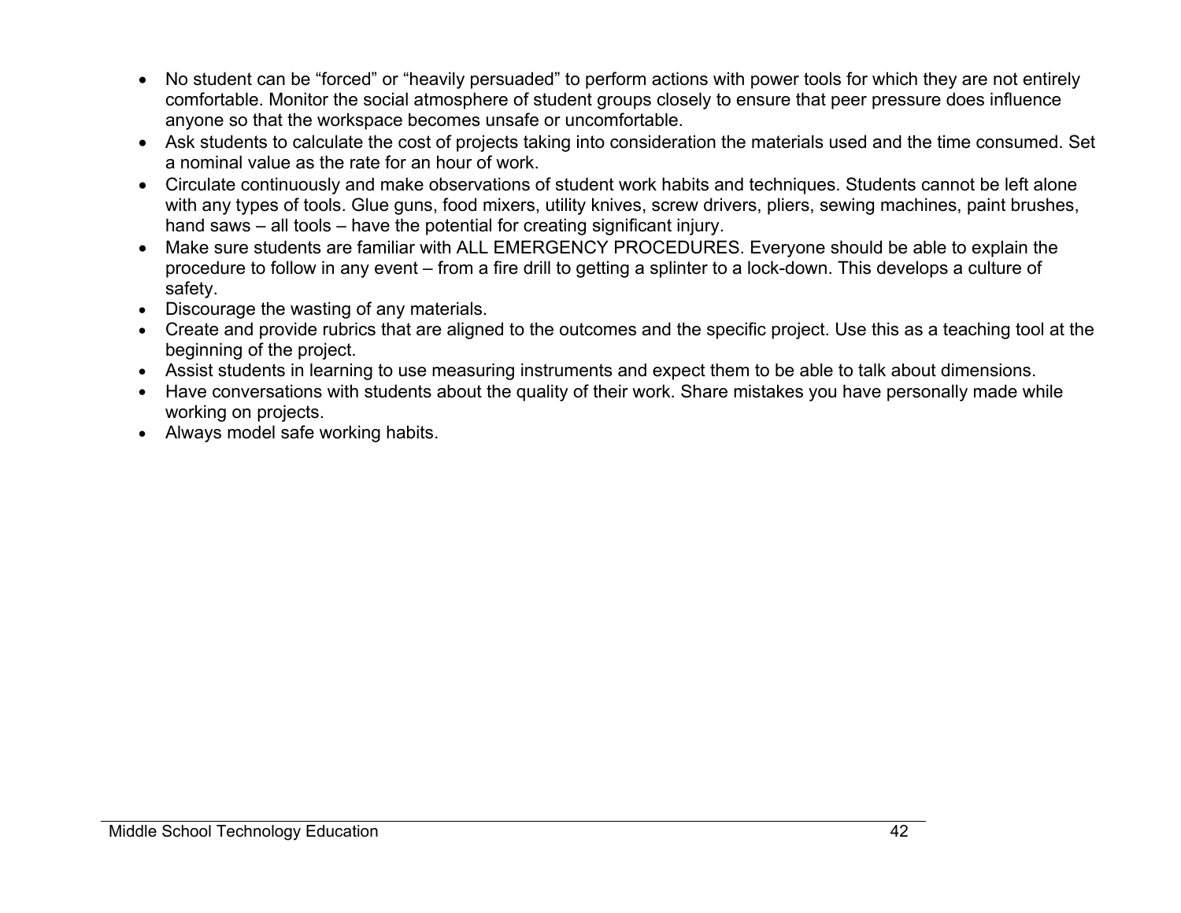- No student can be “forced” or “heavily persuaded” to perform actions with power tools for which they are not entirely comfortable. Monitor the social atmosphere of student groups closely to ensure that peer pressure does influence anyone so that the workspace becomes unsafe or uncomfortable.
- Ask students to calculate the cost of projects taking into consideration the materials used and the time consumed. Set a nominal value as the rate for an hour of work.
- Circulate continuously and make observations of student work habits and techniques. Students cannot be left alone with any types of tools. Glue guns, food mixers, utility knives, screw drivers, pliers, sewing machines, paint brushes, hand saws – all tools – have the potential for creating significant injury.
- Make sure students are familiar with ALL EMERGENCY PROCEDURES. Everyone should be able to explain the procedure to follow in any event – from a fire drill to getting a splinter to a lock-down. This develops a culture of safety.
- Discourage the wasting of any materials.
- Create and provide rubrics that are aligned to the outcomes and the specific project. Use this as a teaching tool at the beginning of the project.
- Assist students in learning to use measuring instruments and expect them to be able to talk about dimensions.
- Have conversations with students about the quality of their work. Share mistakes you have personally made while working on projects.
- Always model safe working habits.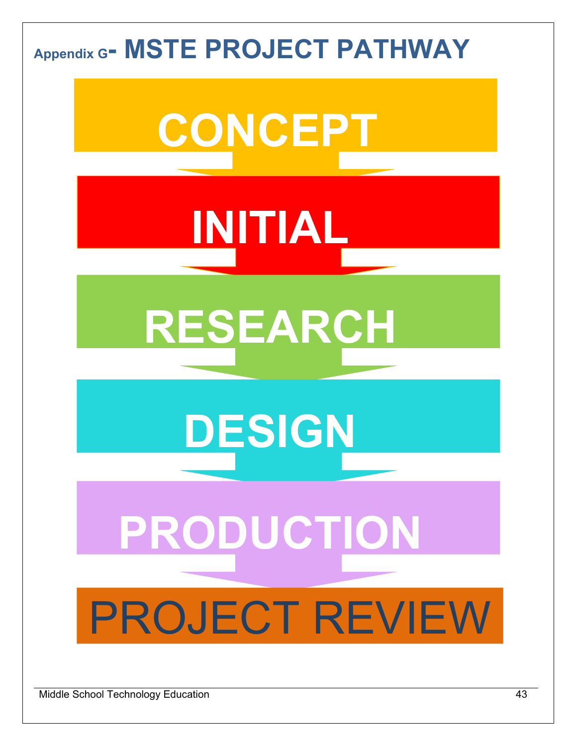# Appendix G- MSTE PROJECT PATHWAY

CONCEPT

↓

INITIAL

↓

RESEARCH

↓

DESIGN

↓

PRODUCTION

↓

PROJECT REVIEW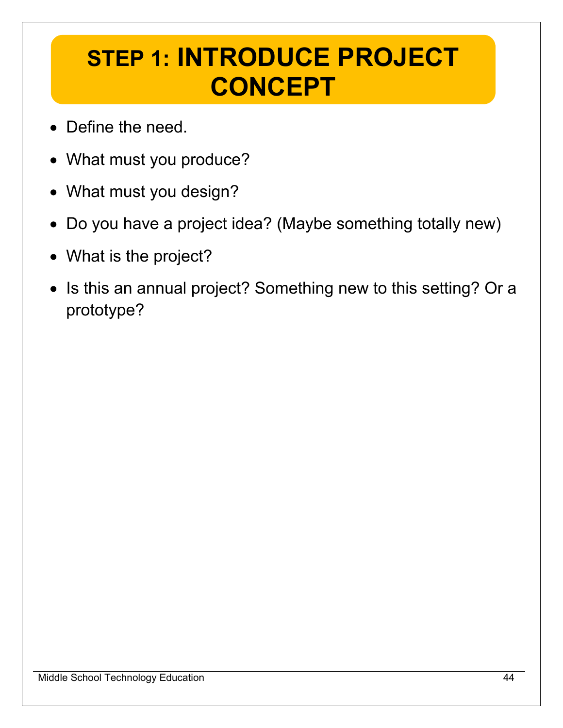# STEP 1: INTRODUCE PROJECT CONCEPT

- Define the need.
- What must you produce?
- What must you design?
- Do you have a project idea? (Maybe something totally new)
- What is the project?
- Is this an annual project? Something new to this setting? Or a prototype?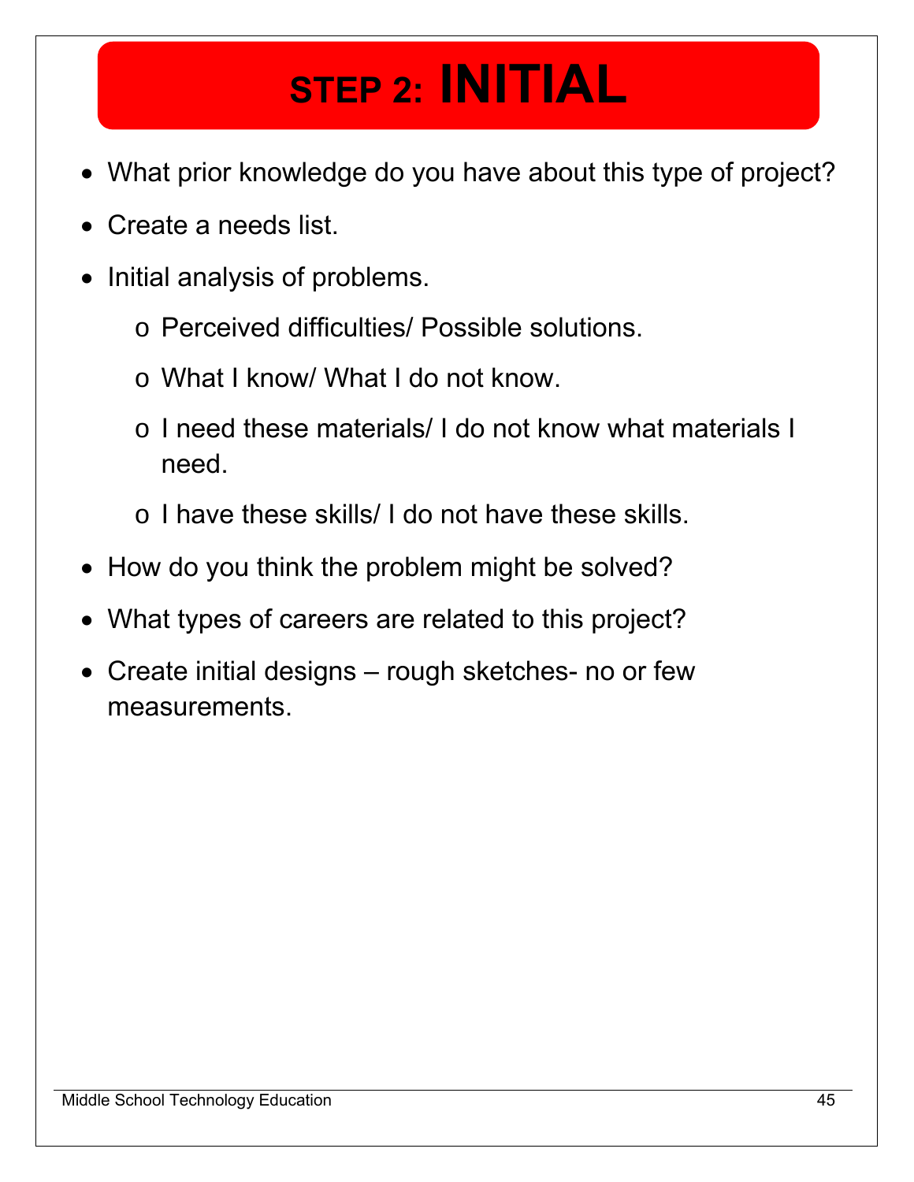# STEP 2: INITIAL

- What prior knowledge do you have about this type of project?
- Create a needs list.
- Initial analysis of problems.
  - Perceived difficulties/ Possible solutions.
  - What I know/ What I do not know.
  - I need these materials/ I do not know what materials I need.
  - I have these skills/ I do not have these skills.
- How do you think the problem might be solved?
- What types of careers are related to this project?
- Create initial designs – rough sketches- no or few measurements.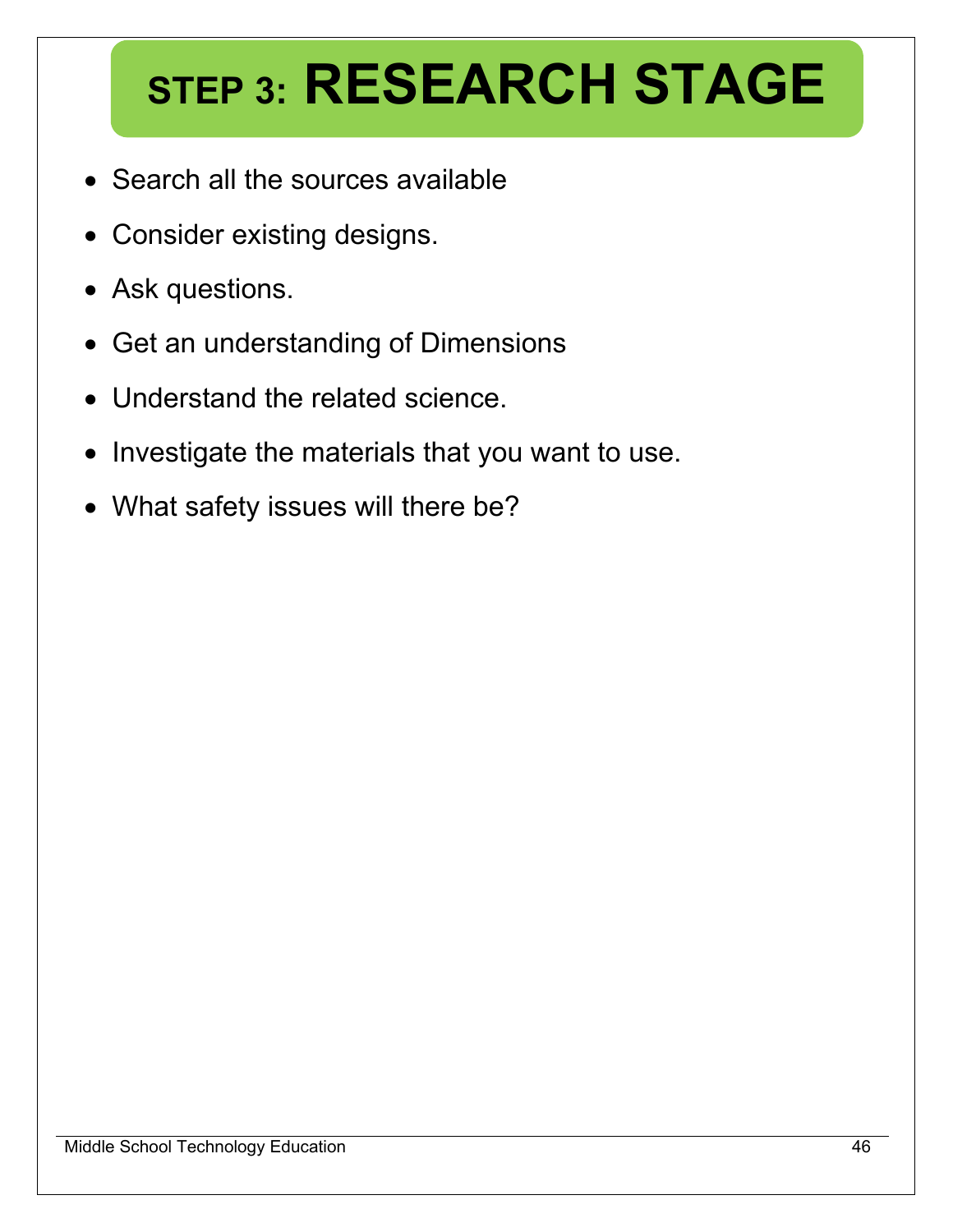# STEP 3: RESEARCH STAGE

- Search all the sources available
- Consider existing designs.
- Ask questions.
- Get an understanding of Dimensions
- Understand the related science.
- Investigate the materials that you want to use.
- What safety issues will there be?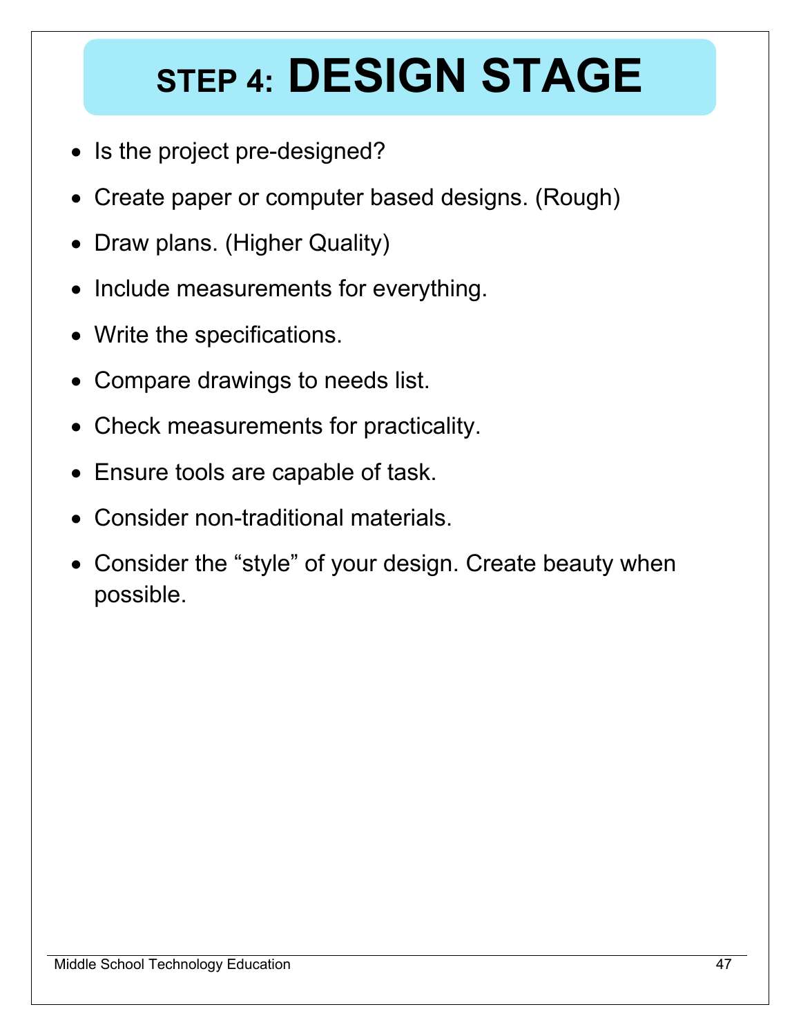# STEP 4: DESIGN STAGE

- Is the project pre-designed?
- Create paper or computer based designs. (Rough)
- Draw plans. (Higher Quality)
- Include measurements for everything.
- Write the specifications.
- Compare drawings to needs list.
- Check measurements for practicality.
- Ensure tools are capable of task.
- Consider non-traditional materials.
- Consider the “style” of your design. Create beauty when possible.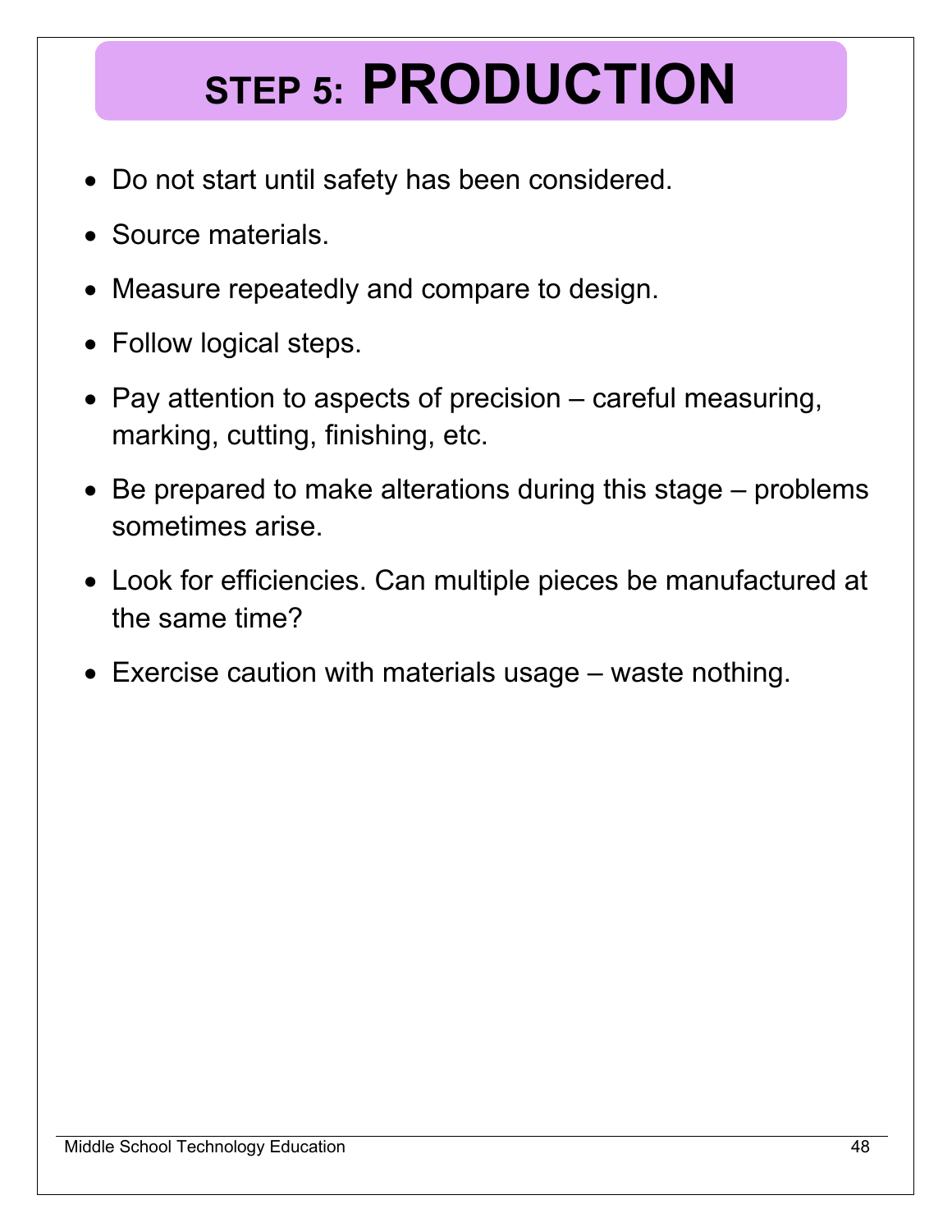# STEP 5: PRODUCTION

- Do not start until safety has been considered.
- Source materials.
- Measure repeatedly and compare to design.
- Follow logical steps.
- Pay attention to aspects of precision – careful measuring, marking, cutting, finishing, etc.
- Be prepared to make alterations during this stage – problems sometimes arise.
- Look for efficiencies. Can multiple pieces be manufactured at the same time?
- Exercise caution with materials usage – waste nothing.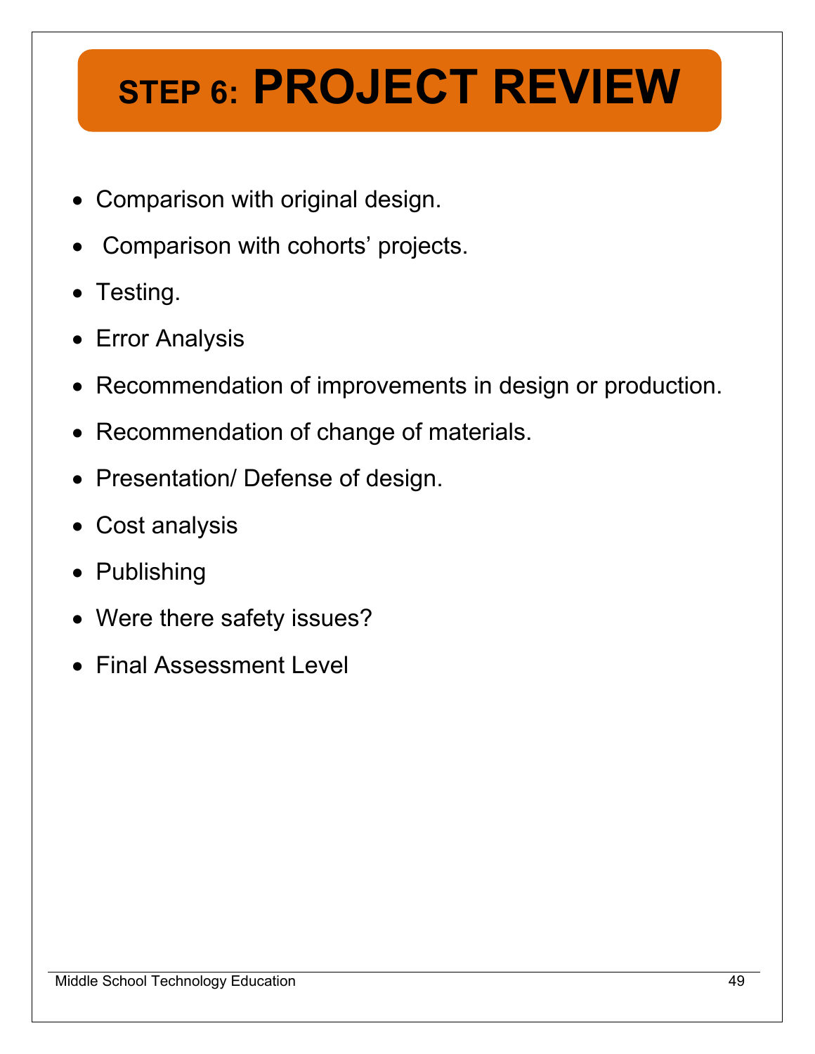# STEP 6: PROJECT REVIEW

- Comparison with original design.
- Comparison with cohorts' projects.
- Testing.
- Error Analysis
- Recommendation of improvements in design or production.
- Recommendation of change of materials.
- Presentation/ Defense of design.
- Cost analysis
- Publishing
- Were there safety issues?
- Final Assessment Level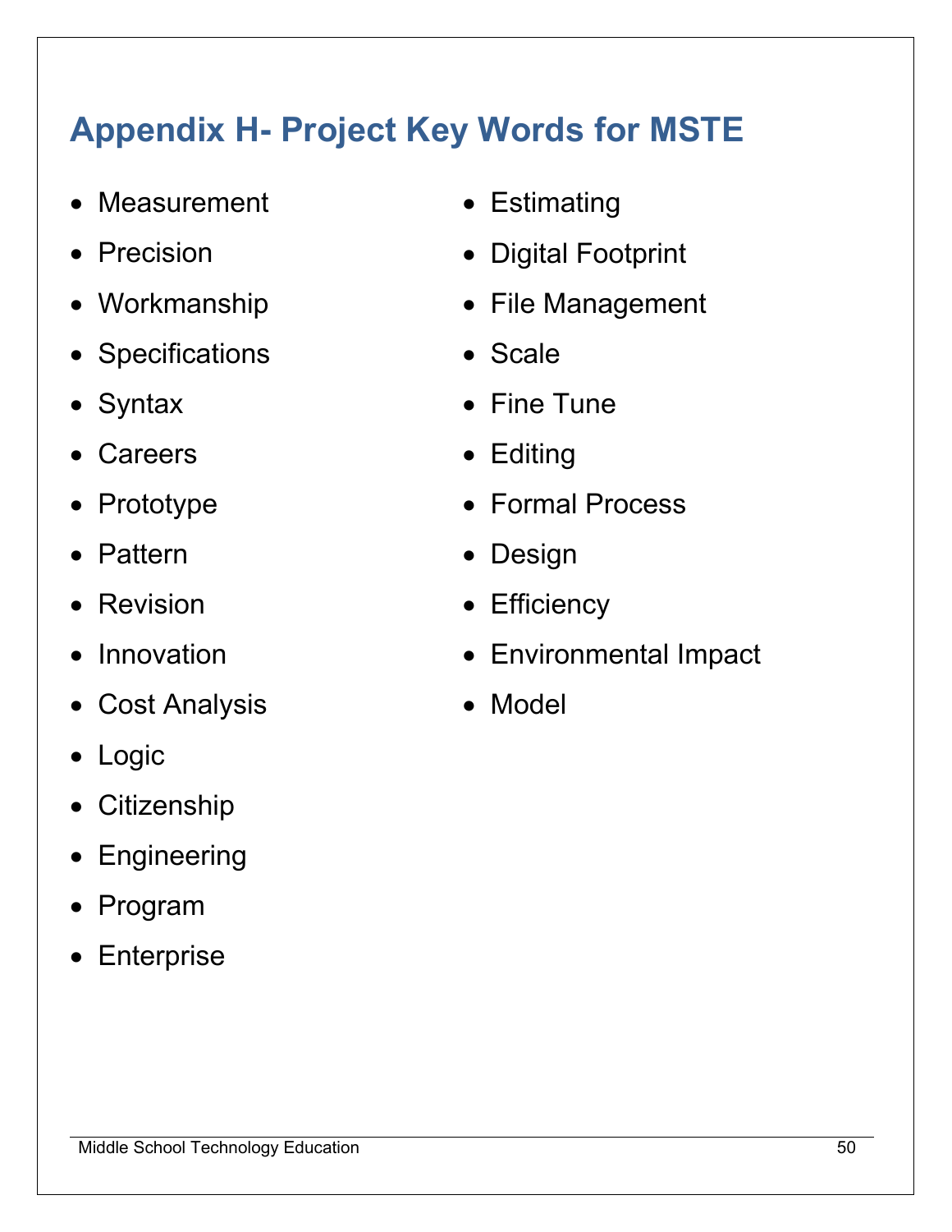# Appendix H- Project Key Words for MSTE

- Measurement
- Precision
- Workmanship
- Specifications
- Syntax
- Careers
- Prototype
- Pattern
- Revision
- Innovation
- Cost Analysis
- Logic
- Citizenship
- Engineering
- Program
- Enterprise
- Estimating
- Digital Footprint
- File Management
- Scale
- Fine Tune
- Editing
- Formal Process
- Design
- Efficiency
- Environmental Impact
- Model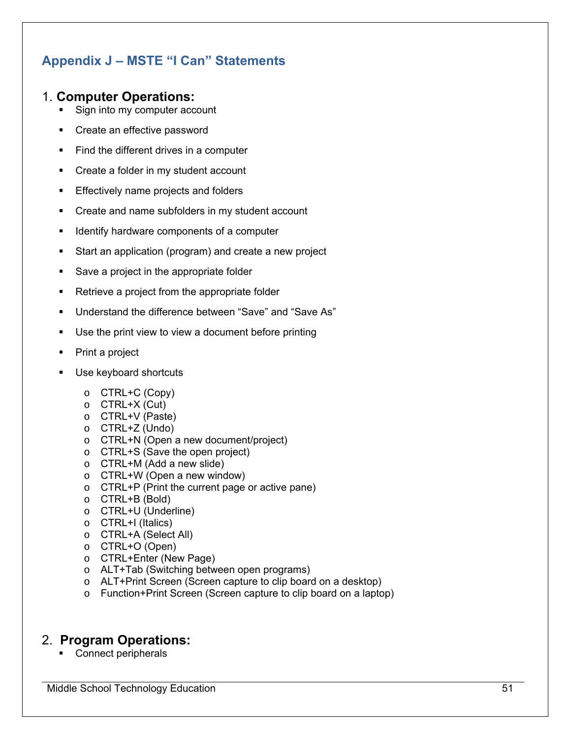## Appendix J – MSTE "I Can" Statements

### 1. Computer Operations:

- Sign into my computer account
- Create an effective password
- Find the different drives in a computer
- Create a folder in my student account
- Effectively name projects and folders
- Create and name subfolders in my student account
- Identify hardware components of a computer
- Start an application (program) and create a new project
- Save a project in the appropriate folder
- Retrieve a project from the appropriate folder
- Understand the difference between "Save" and "Save As"
- Use the print view to view a document before printing
- Print a project
- Use keyboard shortcuts
  - CTRL+C (Copy)
  - CTRL+X (Cut)
  - CTRL+V (Paste)
  - CTRL+Z (Undo)
  - CTRL+N (Open a new document/project)
  - CTRL+S (Save the open project)
  - CTRL+M (Add a new slide)
  - CTRL+W (Open a new window)
  - CTRL+P (Print the current page or active pane)
  - CTRL+B (Bold)
  - CTRL+U (Underline)
  - CTRL+I (Italics)
  - CTRL+A (Select All)
  - CTRL+O (Open)
  - CTRL+Enter (New Page)
  - ALT+Tab (Switching between open programs)
  - ALT+Print Screen (Screen capture to clip board on a desktop)
  - Function+Print Screen (Screen capture to clip board on a laptop)

### 2. Program Operations:

- Connect peripherals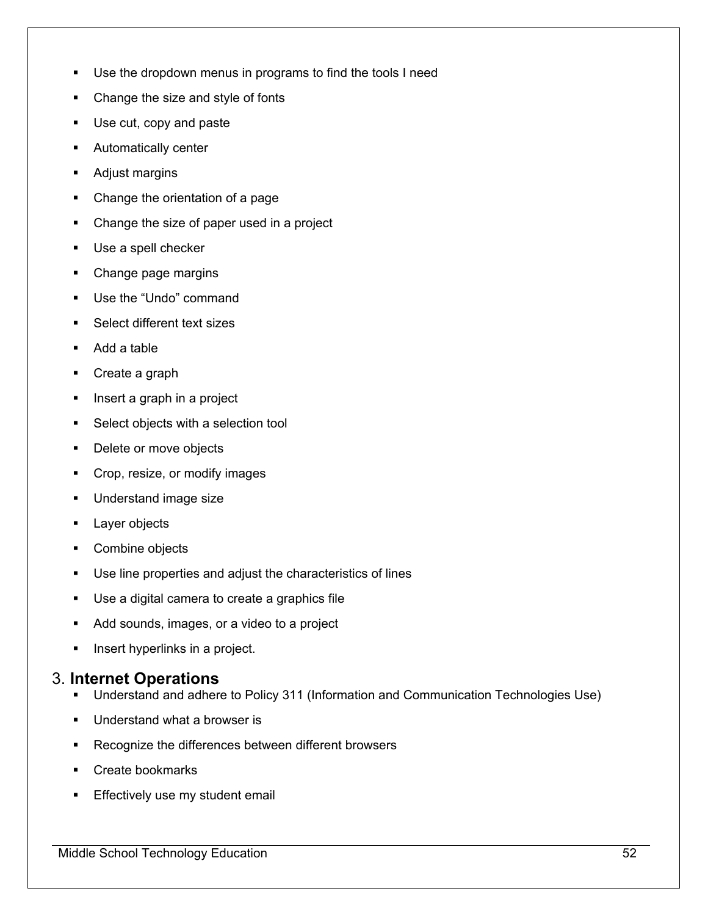- Use the dropdown menus in programs to find the tools I need
- Change the size and style of fonts
- Use cut, copy and paste
- Automatically center
- Adjust margins
- Change the orientation of a page
- Change the size of paper used in a project
- Use a spell checker
- Change page margins
- Use the "Undo" command
- Select different text sizes
- Add a table
- Create a graph
- Insert a graph in a project
- Select objects with a selection tool
- Delete or move objects
- Crop, resize, or modify images
- Understand image size
- Layer objects
- Combine objects
- Use line properties and adjust the characteristics of lines
- Use a digital camera to create a graphics file
- Add sounds, images, or a video to a project
- Insert hyperlinks in a project.

## 3. **Internet Operations**

- Understand and adhere to Policy 311 (Information and Communication Technologies Use)
- Understand what a browser is
- Recognize the differences between different browsers
- Create bookmarks
- Effectively use my student email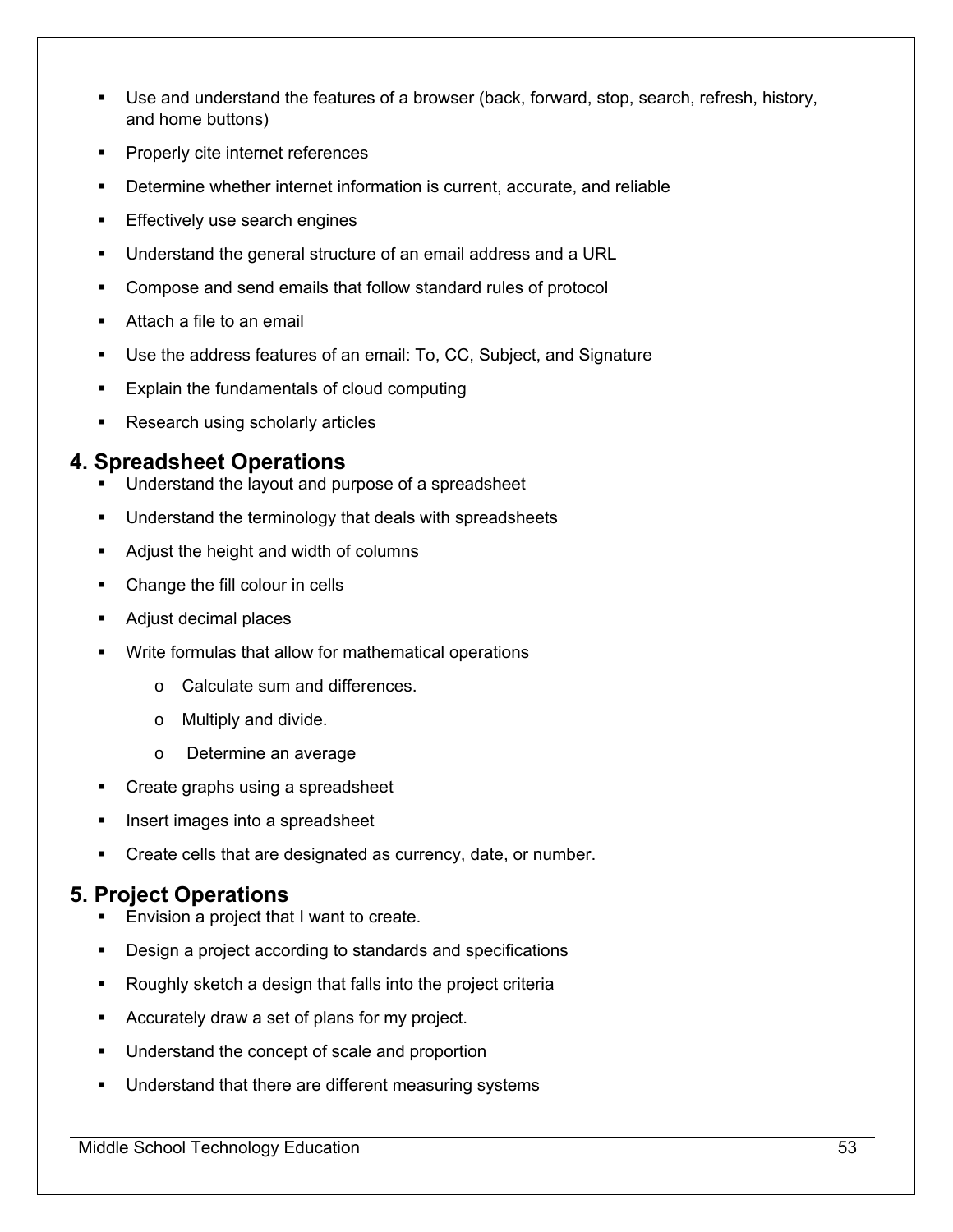- Use and understand the features of a browser (back, forward, stop, search, refresh, history, and home buttons)
- Properly cite internet references
- Determine whether internet information is current, accurate, and reliable
- Effectively use search engines
- Understand the general structure of an email address and a URL
- Compose and send emails that follow standard rules of protocol
- Attach a file to an email
- Use the address features of an email: To, CC, Subject, and Signature
- Explain the fundamentals of cloud computing
- Research using scholarly articles

## 4. Spreadsheet Operations

- Understand the layout and purpose of a spreadsheet
- Understand the terminology that deals with spreadsheets
- Adjust the height and width of columns
- Change the fill colour in cells
- Adjust decimal places
- Write formulas that allow for mathematical operations
  - Calculate sum and differences.
  - Multiply and divide.
  - Determine an average
- Create graphs using a spreadsheet
- Insert images into a spreadsheet
- Create cells that are designated as currency, date, or number.

## 5. Project Operations

- Envision a project that I want to create.
- Design a project according to standards and specifications
- Roughly sketch a design that falls into the project criteria
- Accurately draw a set of plans for my project.
- Understand the concept of scale and proportion
- Understand that there are different measuring systems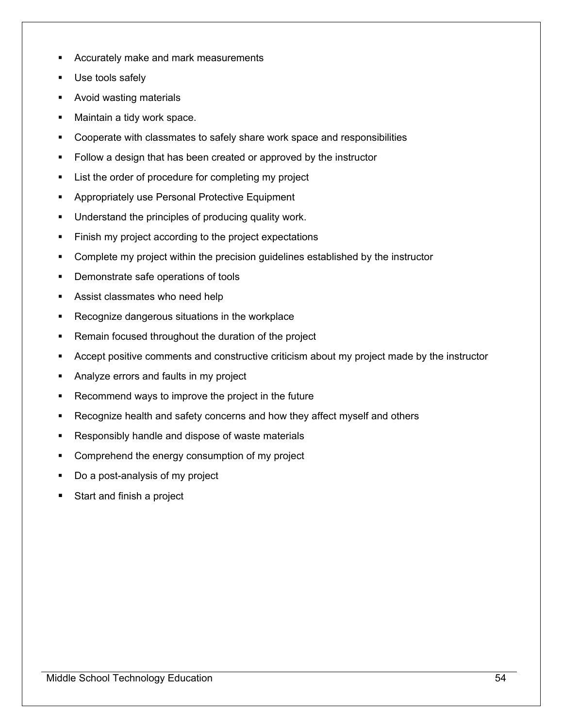- Accurately make and mark measurements
- Use tools safely
- Avoid wasting materials
- Maintain a tidy work space.
- Cooperate with classmates to safely share work space and responsibilities
- Follow a design that has been created or approved by the instructor
- List the order of procedure for completing my project
- Appropriately use Personal Protective Equipment
- Understand the principles of producing quality work.
- Finish my project according to the project expectations
- Complete my project within the precision guidelines established by the instructor
- Demonstrate safe operations of tools
- Assist classmates who need help
- Recognize dangerous situations in the workplace
- Remain focused throughout the duration of the project
- Accept positive comments and constructive criticism about my project made by the instructor
- Analyze errors and faults in my project
- Recommend ways to improve the project in the future
- Recognize health and safety concerns and how they affect myself and others
- Responsibly handle and dispose of waste materials
- Comprehend the energy consumption of my project
- Do a post-analysis of my project
- Start and finish a project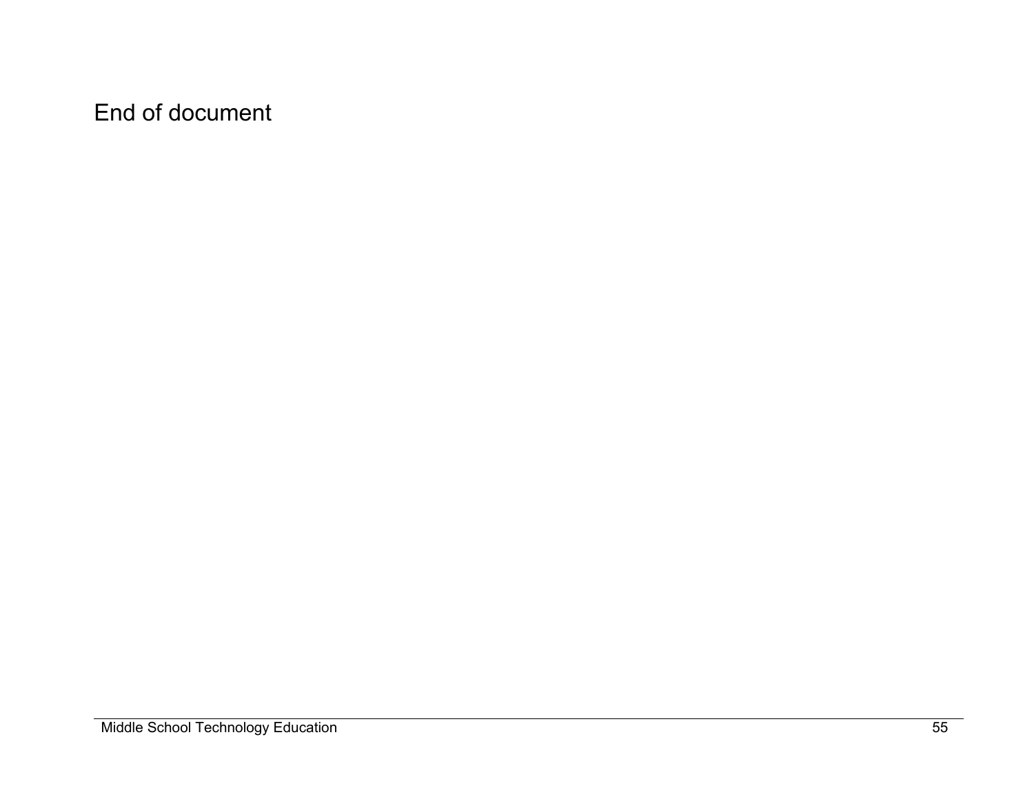End of document